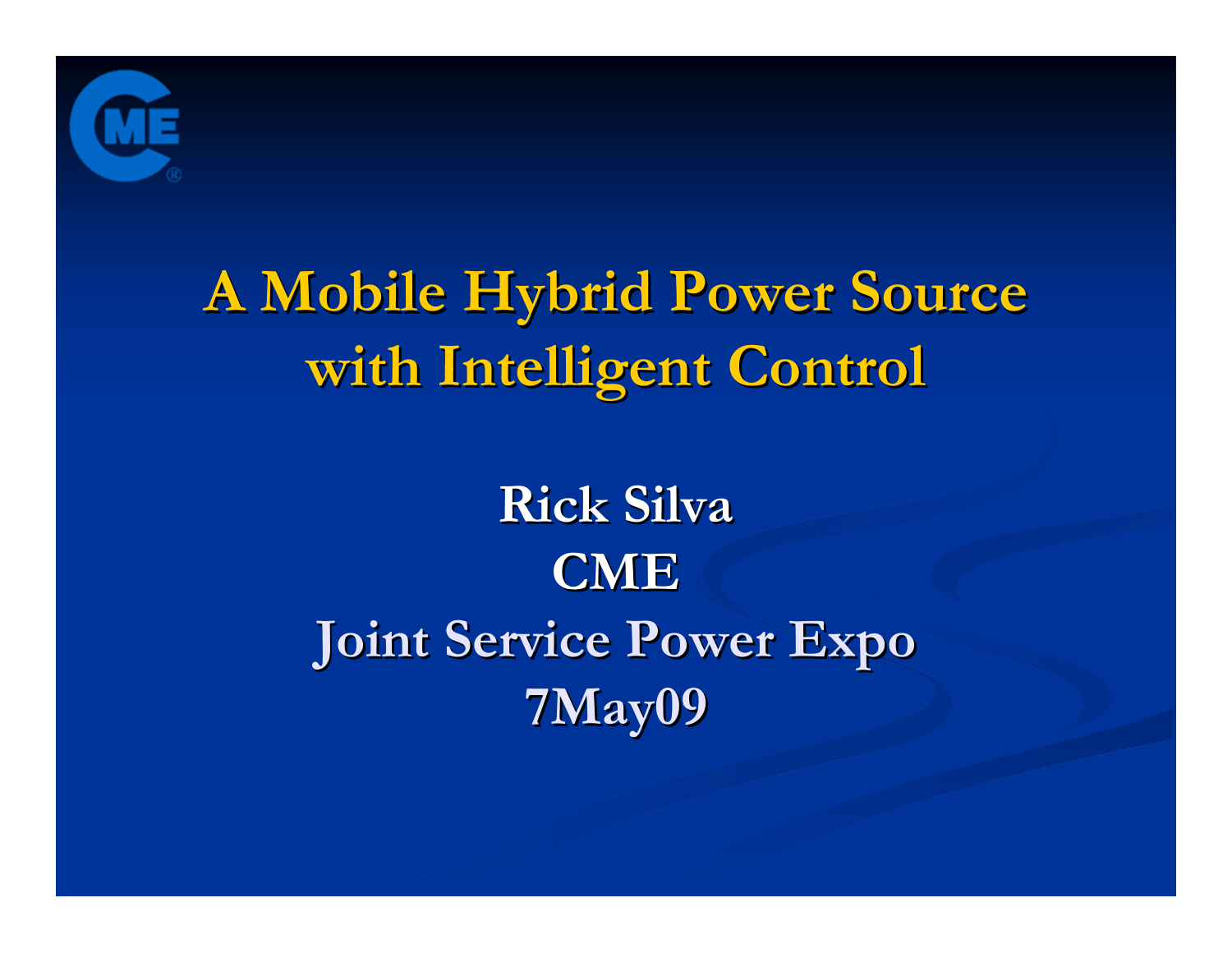# A Mobile Hybrid Power Source with Intelligent Control

**Rick Silva**

**CME**

**Joint Service Power Expo**

**7May09**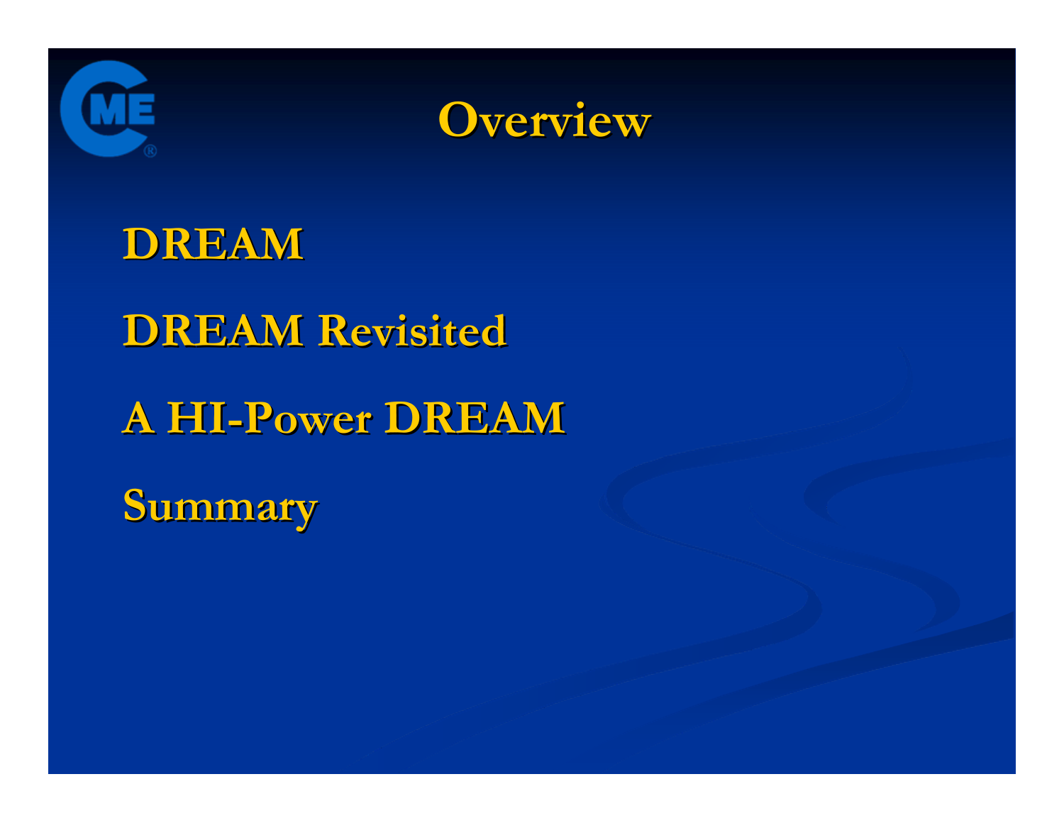# Overview

- DREAM
- DREAM Revisited
- A HI-Power DREAM
- Summary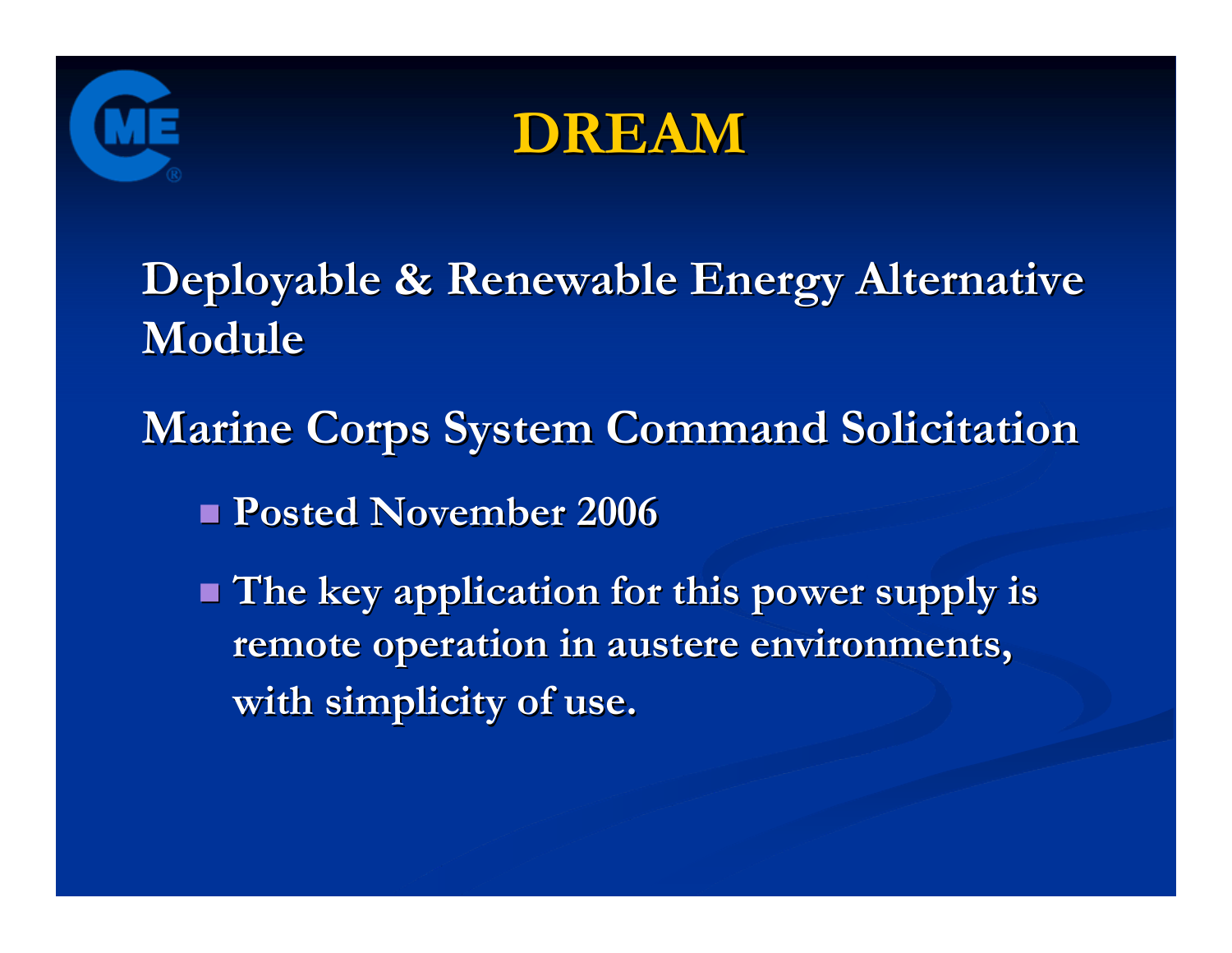# DREAM

**Deployable & Renewable Energy Alternative Module**

**Marine Corps System Command Solicitation**

- **Posted November 2006**
- **The key application for this power supply is remote operation in austere environments, with simplicity of use.**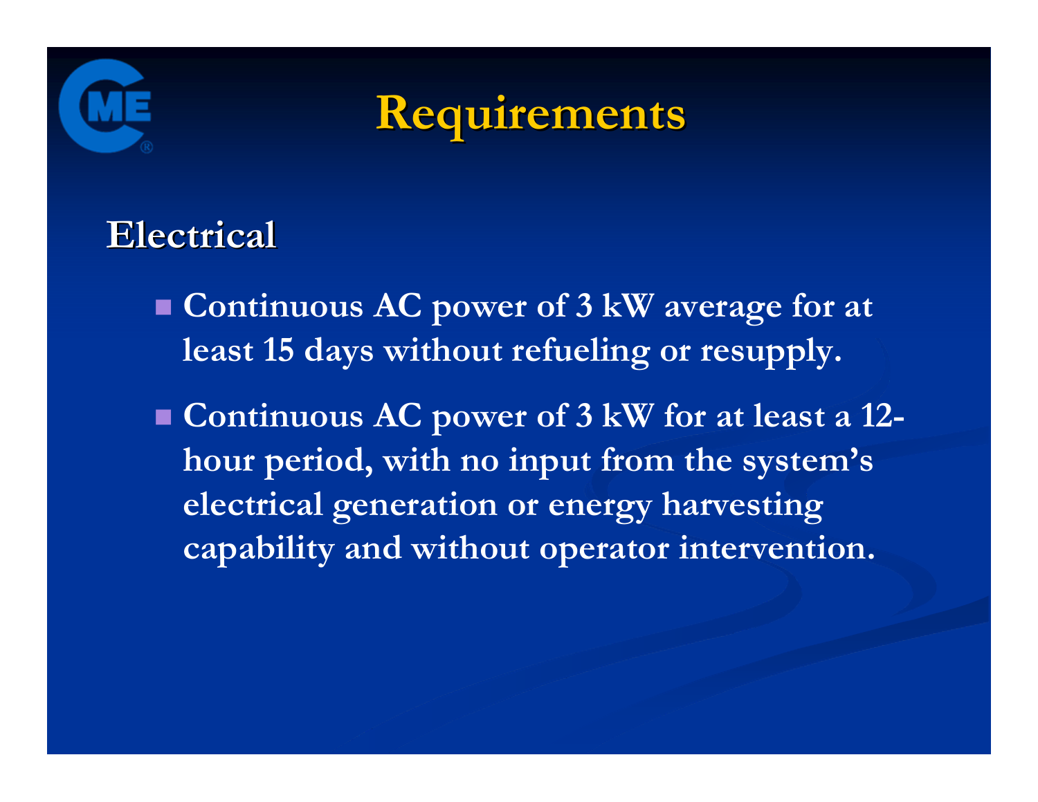# Requirements

## Electrical

- Continuous AC power of 3 kW average for at least 15 days without refueling or resupply.
- Continuous AC power of 3 kW for at least a 12-hour period, with no input from the system's electrical generation or energy harvesting capability and without operator intervention.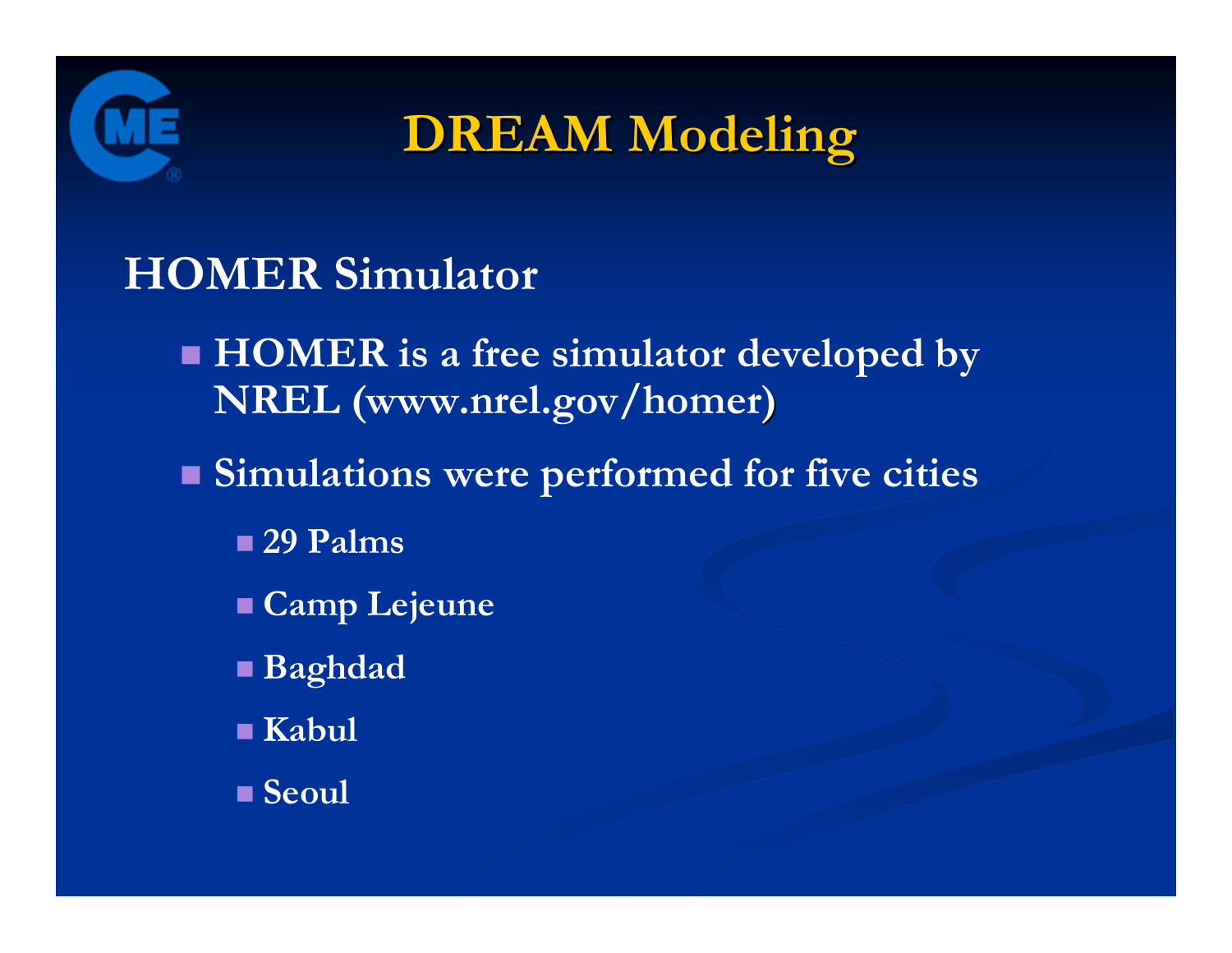# DREAM Modeling

## HOMER Simulator

- HOMER is a free simulator developed by NREL (www.nrel.gov/homer)
- Simulations were performed for five cities
  - 29 Palms
  - Camp Lejeune
  - Baghdad
  - Kabul
  - Seoul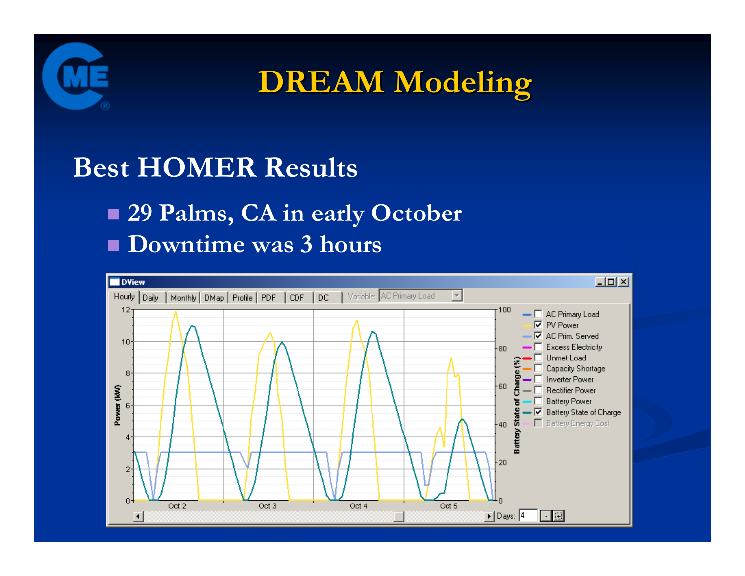# DREAM Modeling

## Best HOMER Results

- 29 Palms, CA in early October
- Downtime was 3 hours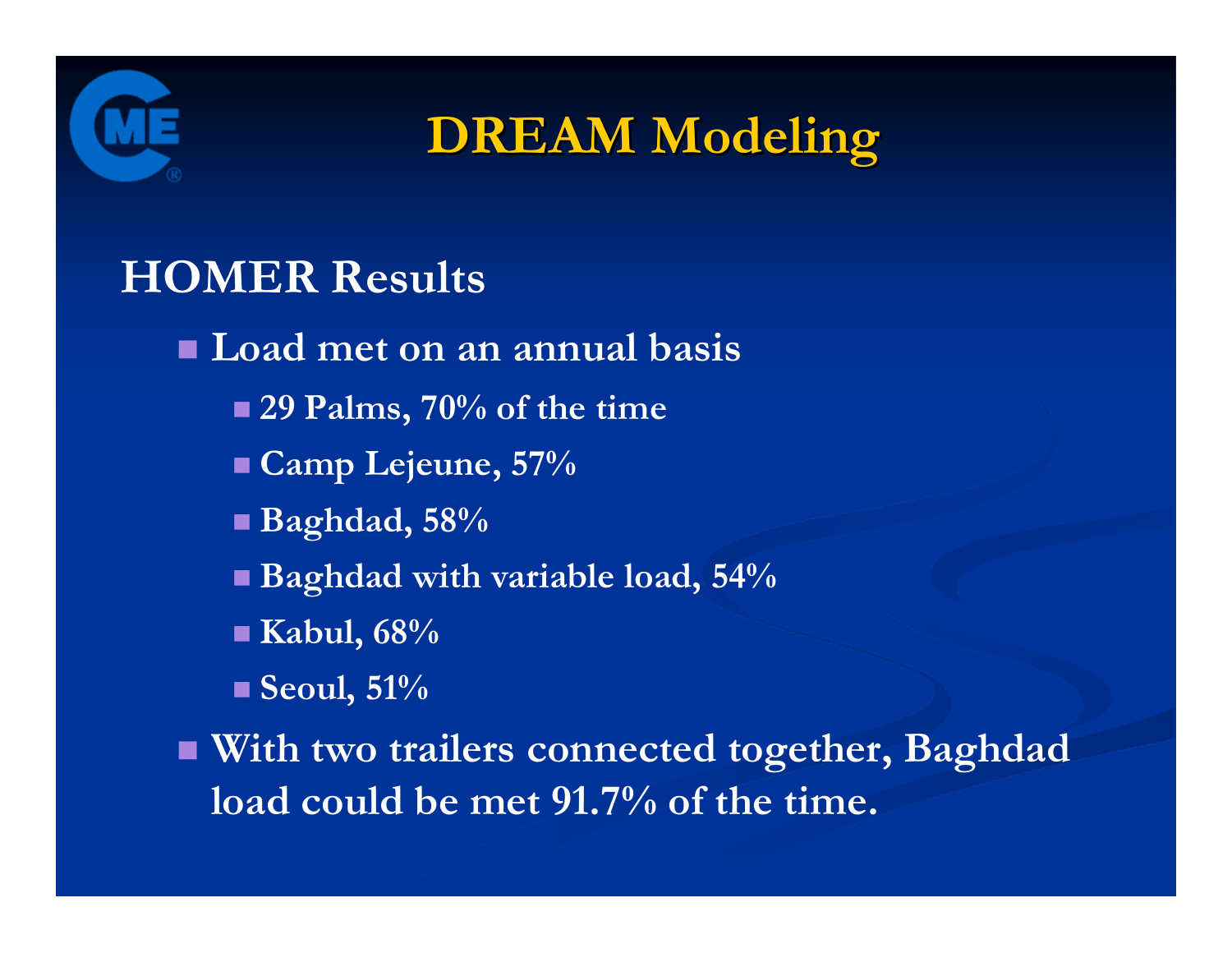# DREAM Modeling

## HOMER Results

- Load met on an annual basis
  - 29 Palms, 70% of the time
  - Camp Lejeune, 57%
  - Baghdad, 58%
  - Baghdad with variable load, 54%
  - Kabul, 68%
  - Seoul, 51%
- With two trailers connected together, Baghdad load could be met 91.7% of the time.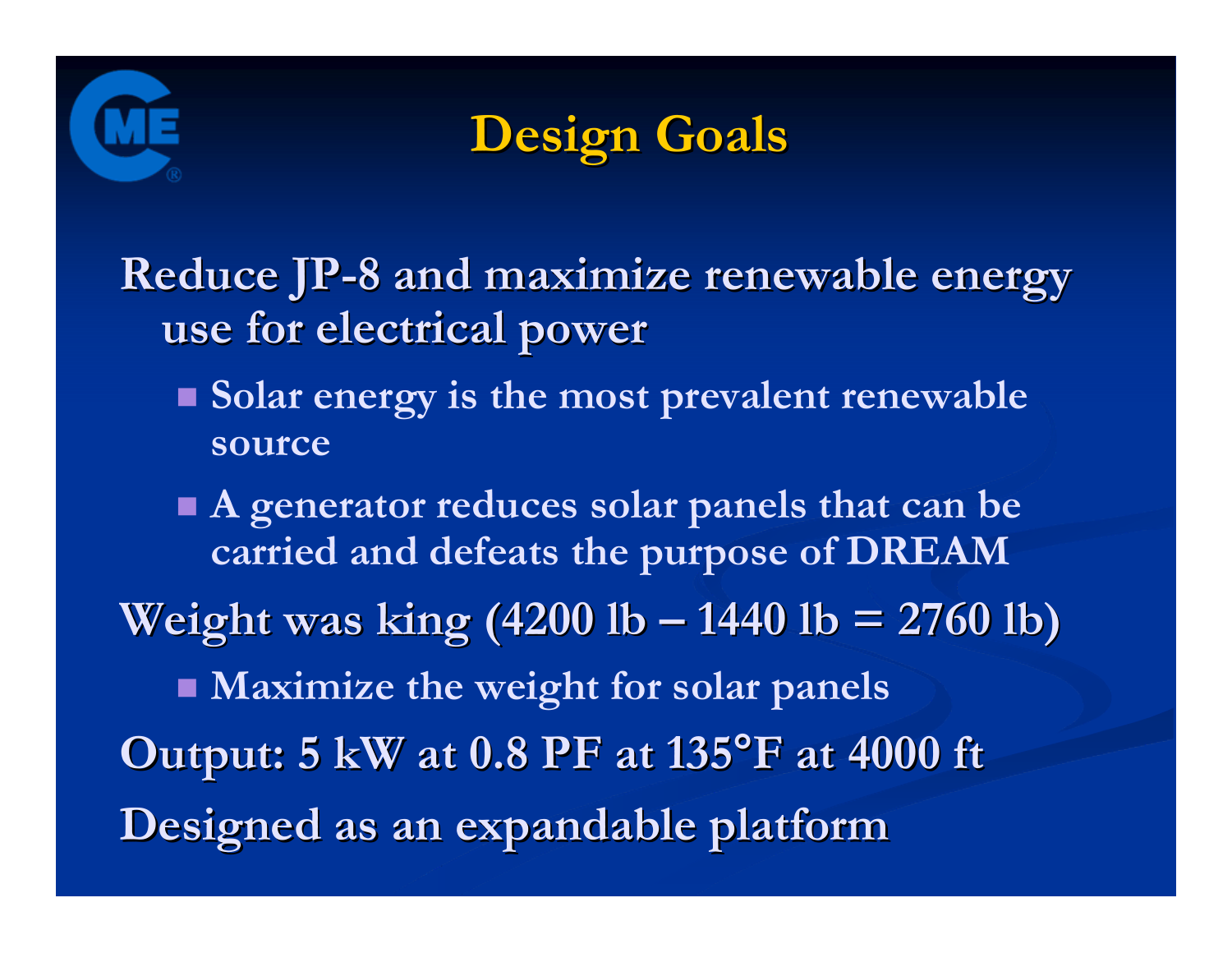# Design Goals

- Reduce JP-8 and maximize renewable energy use for electrical power
  - Solar energy is the most prevalent renewable source
  - A generator reduces solar panels that can be carried and defeats the purpose of DREAM
- Weight was king (4200 lb – 1440 lb = 2760 lb)
  - Maximize the weight for solar panels
- Output: 5 kW at 0.8 PF at 135°F at 4000 ft
- Designed as an expandable platform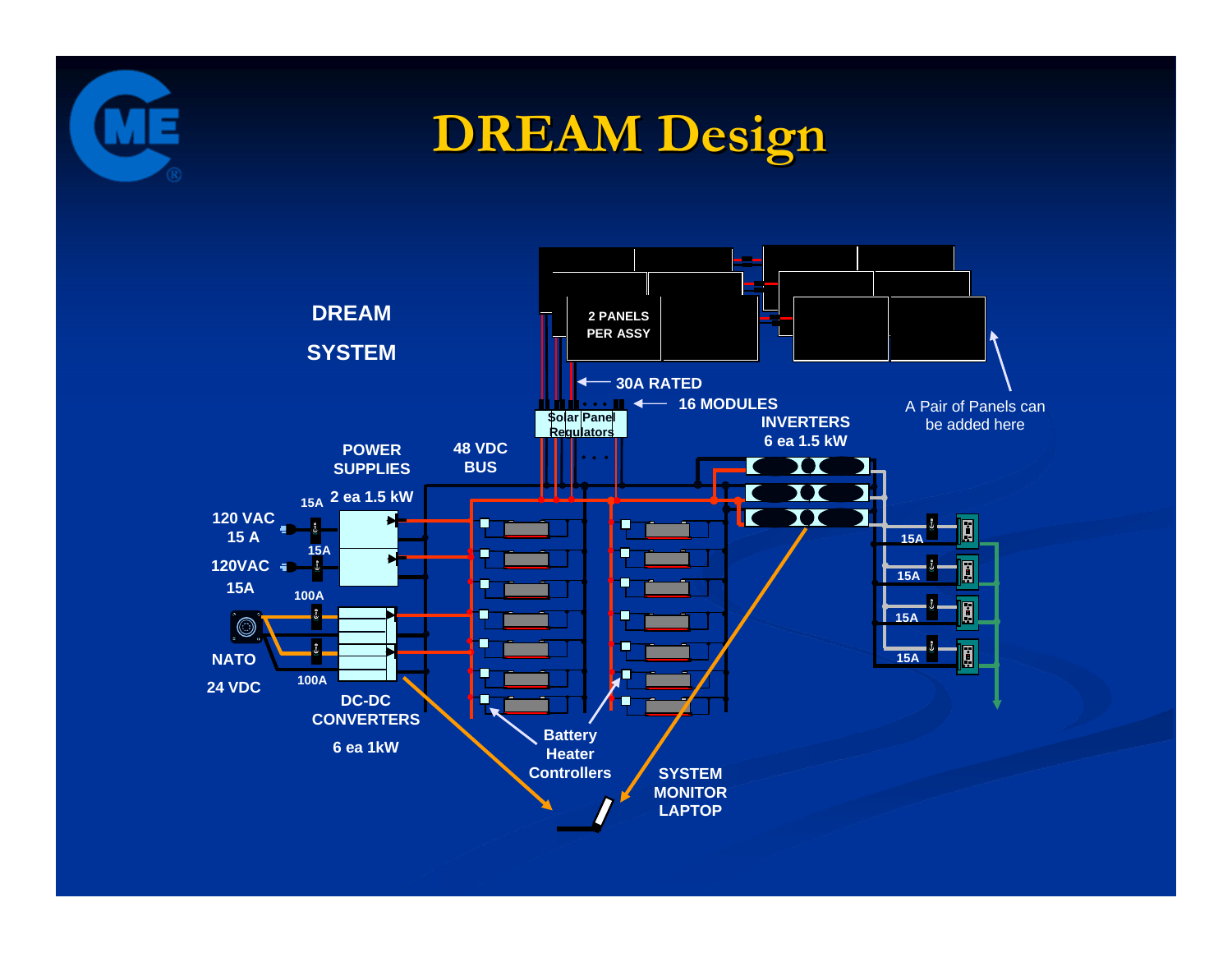# DREAM Design

DREAM SYSTEM

2 PANELS PER ASSY

30A RATED

16 MODULES

Solar Panel Regulators

A Pair of Panels can be added here

INVERTERS 6 ea 1.5 kW

POWER SUPPLIES 2 ea 1.5 kW

48 VDC BUS

120 VAC 15 A

15A

15A

120VAC 15A

100A

100A

NATO 24 VDC

DC-DC CONVERTERS 6 ea 1kW

15A

15A

15A

15A

Battery Heater Controllers

SYSTEM MONITOR LAPTOP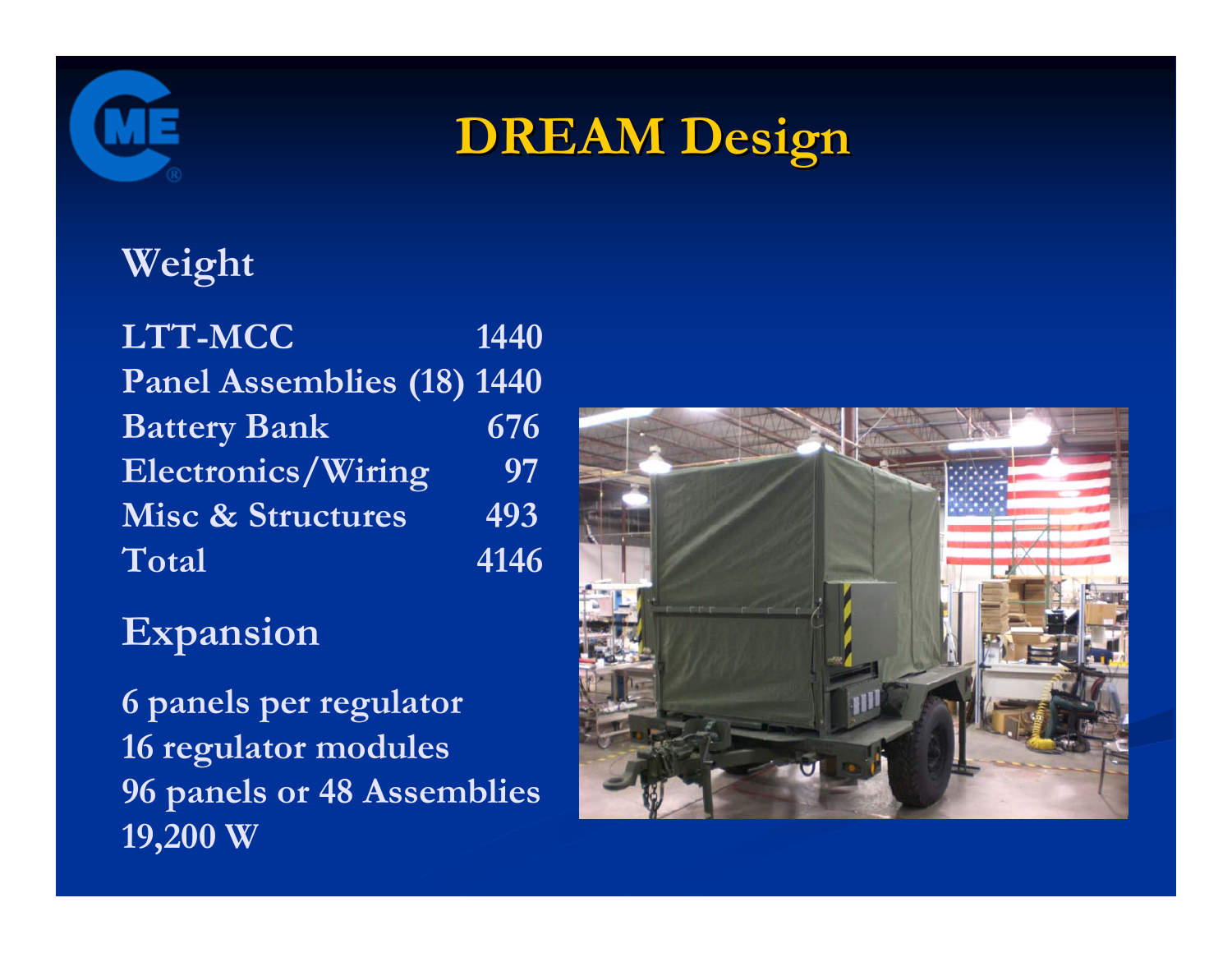# DREAM Design

## Weight

| Component | Weight |
|---|---|
| LTT-MCC | 1440 |
| Panel Assemblies (18) | 1440 |
| Battery Bank | 676 |
| Electronics/Wiring | 97 |
| Misc & Structures | 493 |
| Total | 4146 |

## Expansion

6 panels per regulator
16 regulator modules
96 panels or 48 Assemblies
19,200 W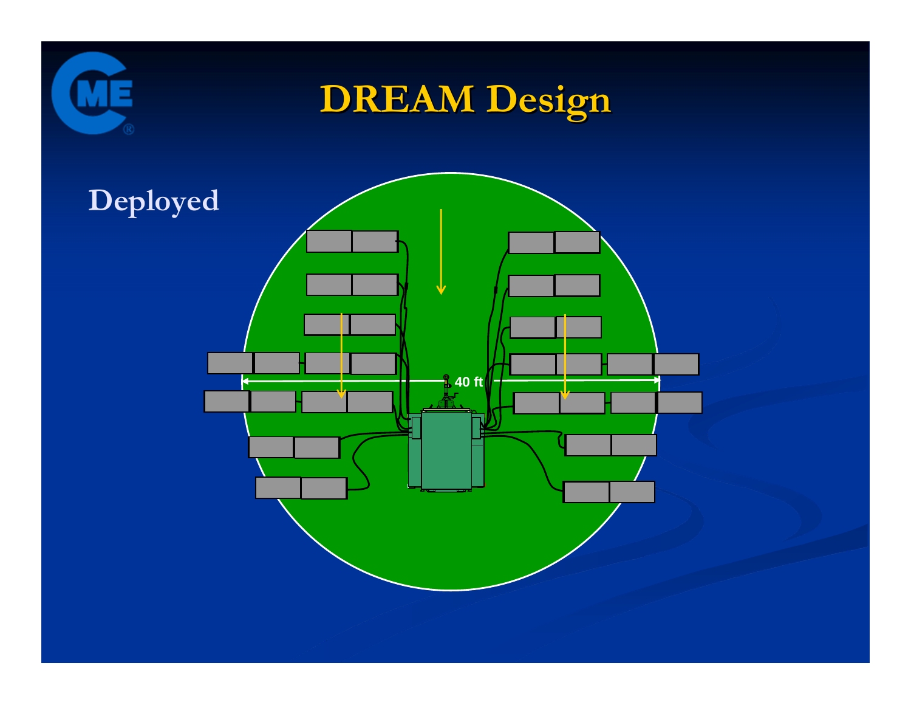# DREAM Design

Deployed

40 ft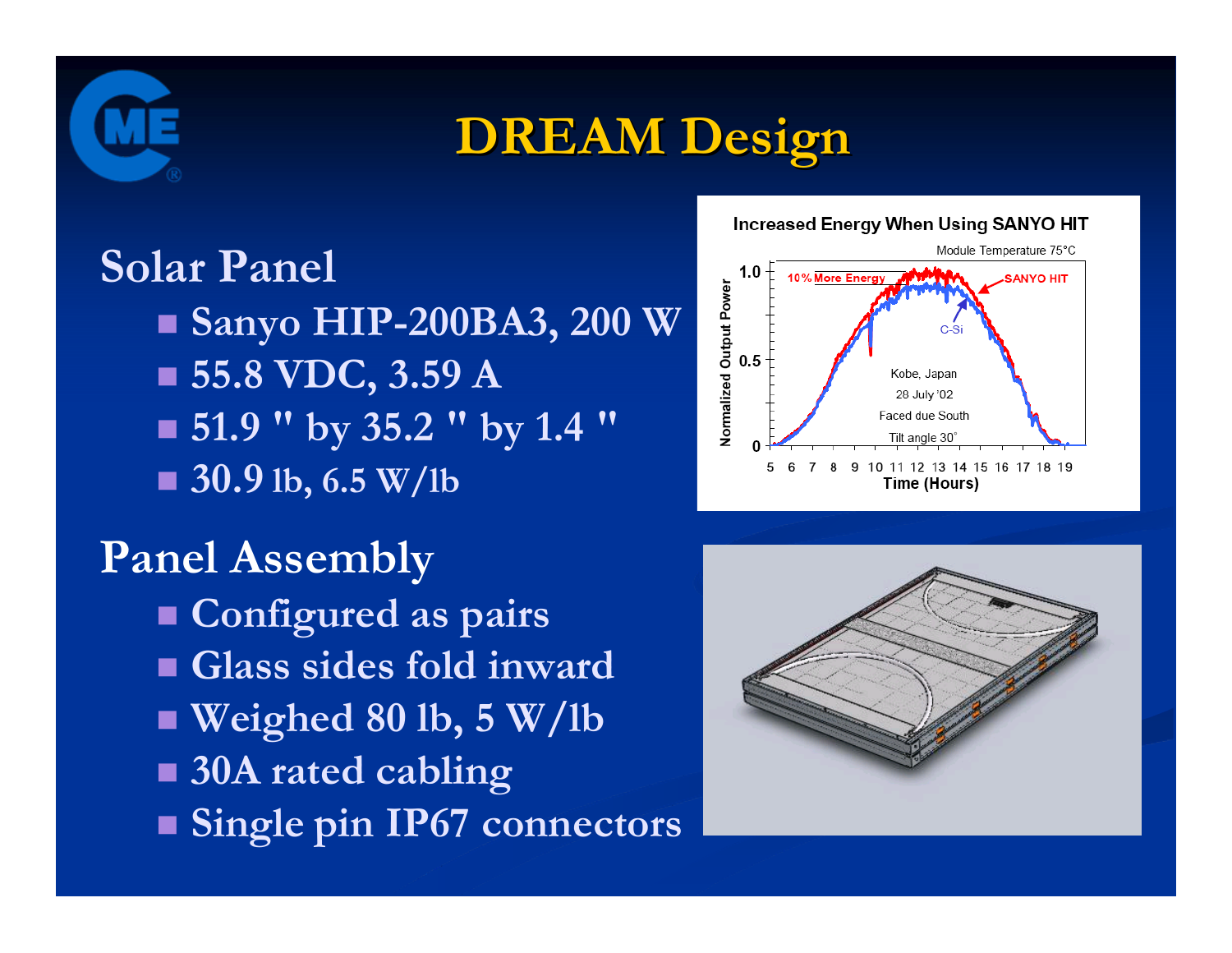# DREAM Design

## Solar Panel

- Sanyo HIP-200BA3, 200 W
- 55.8 VDC, 3.59 A
- 51.9 " by 35.2 " by 1.4 "
- 30.9 lb, 6.5 W/lb

## Panel Assembly

- Configured as pairs
- Glass sides fold inward
- Weighed 80 lb, 5 W/lb
- 30A rated cabling
- Single pin IP67 connectors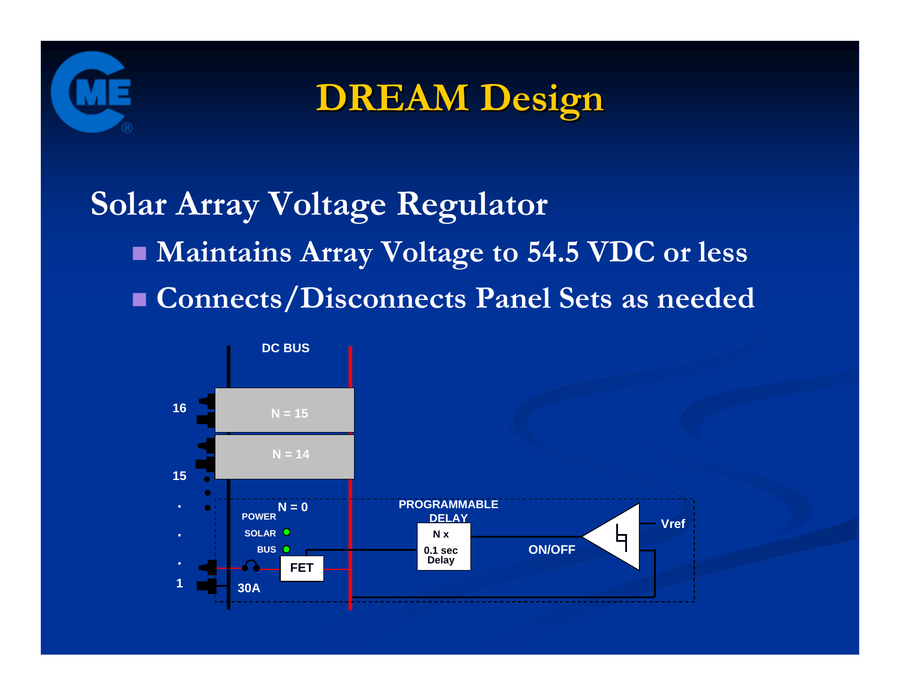# DREAM Design

## Solar Array Voltage Regulator

- Maintains Array Voltage to 54.5 VDC or less
- Connects/Disconnects Panel Sets as needed

DC BUS

16

N = 15

N = 14

15

.

.

.

1

N = 0

POWER

SOLAR

BUS

FET

30A

PROGRAMMABLE DELAY

N x 0.1 sec Delay

ON/OFF

Vref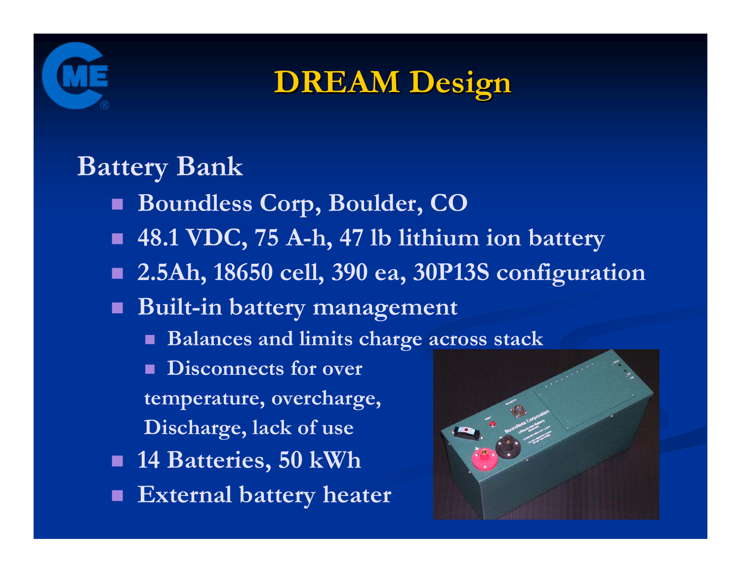# DREAM Design

## Battery Bank

- Boundless Corp, Boulder, CO
- 48.1 VDC, 75 A-h, 47 lb lithium ion battery
- 2.5Ah, 18650 cell, 390 ea, 30P13S configuration
- Built-in battery management
  - Balances and limits charge across stack
  - Disconnects for over temperature, overcharge, Discharge, lack of use
- 14 Batteries, 50 kWh
- External battery heater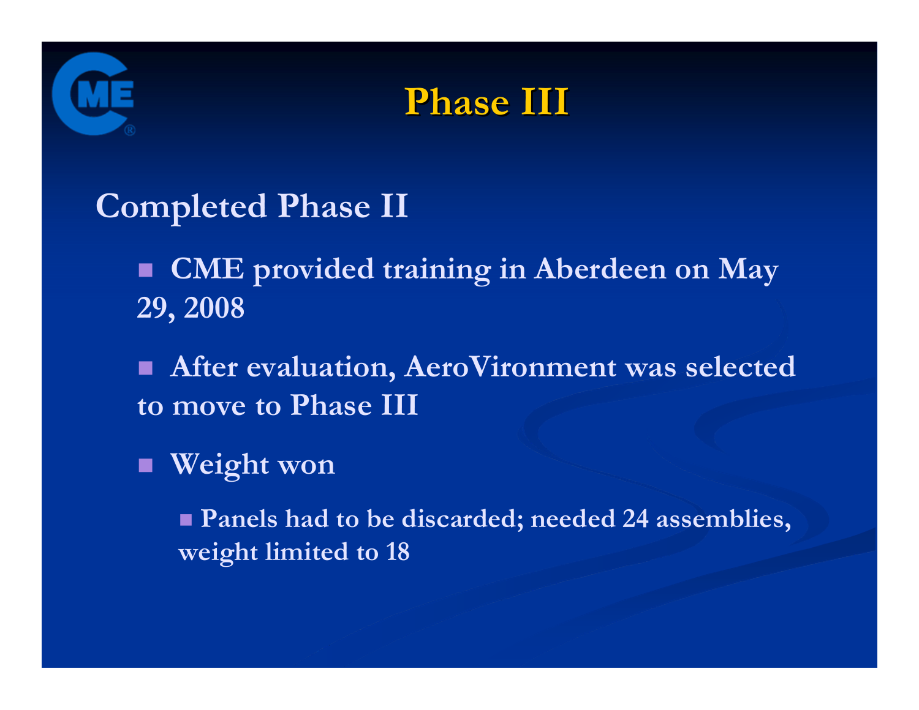# Phase III

## Completed Phase II

- CME provided training in Aberdeen on May 29, 2008
- After evaluation, AeroVironment was selected to move to Phase III
- Weight won
  - Panels had to be discarded; needed 24 assemblies, weight limited to 18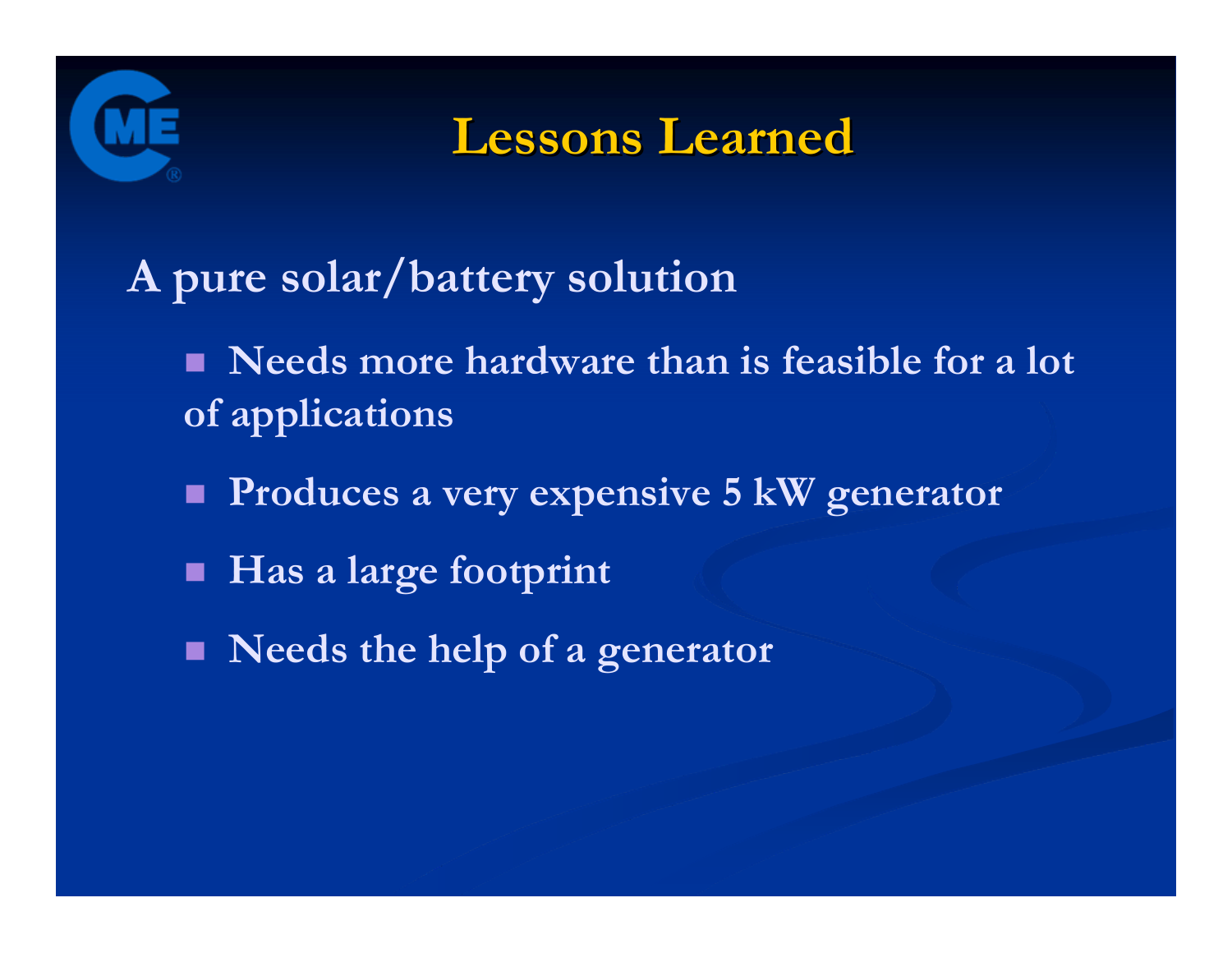# Lessons Learned

A pure solar/battery solution

- Needs more hardware than is feasible for a lot of applications
- Produces a very expensive 5 kW generator
- Has a large footprint
- Needs the help of a generator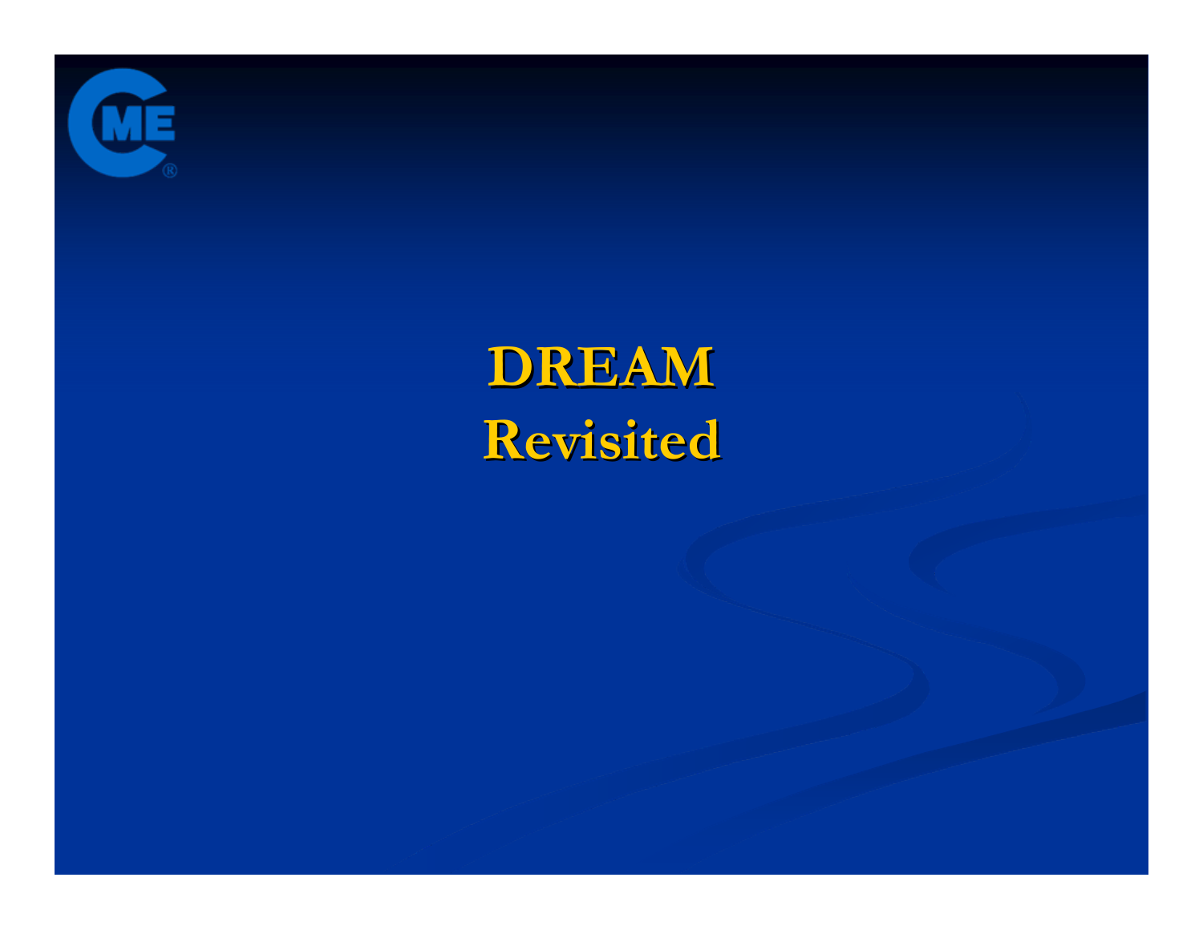# DREAM
# Revisited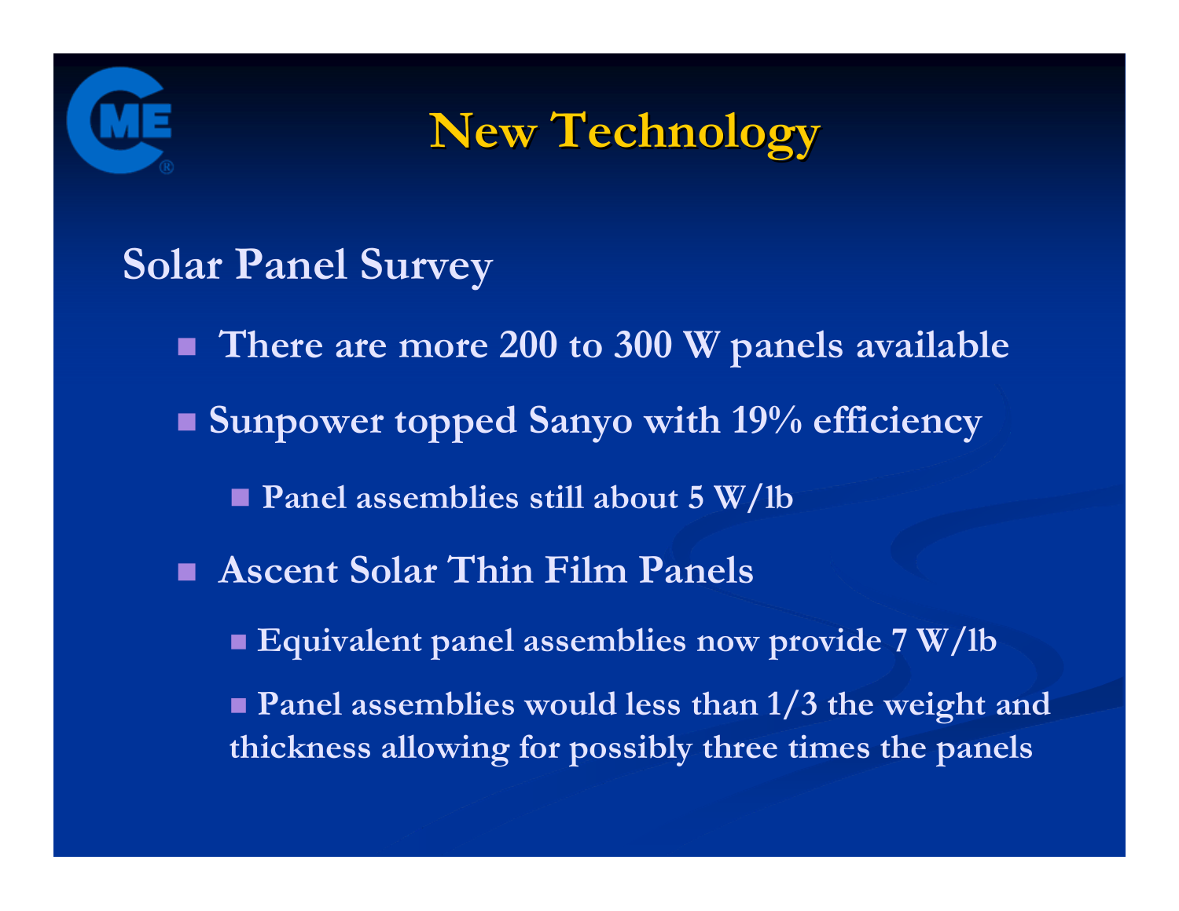# New Technology

## Solar Panel Survey

- There are more 200 to 300 W panels available
- Sunpower topped Sanyo with 19% efficiency
  - Panel assemblies still about 5 W/lb
- Ascent Solar Thin Film Panels
  - Equivalent panel assemblies now provide 7 W/lb
  - Panel assemblies would less than 1/3 the weight and thickness allowing for possibly three times the panels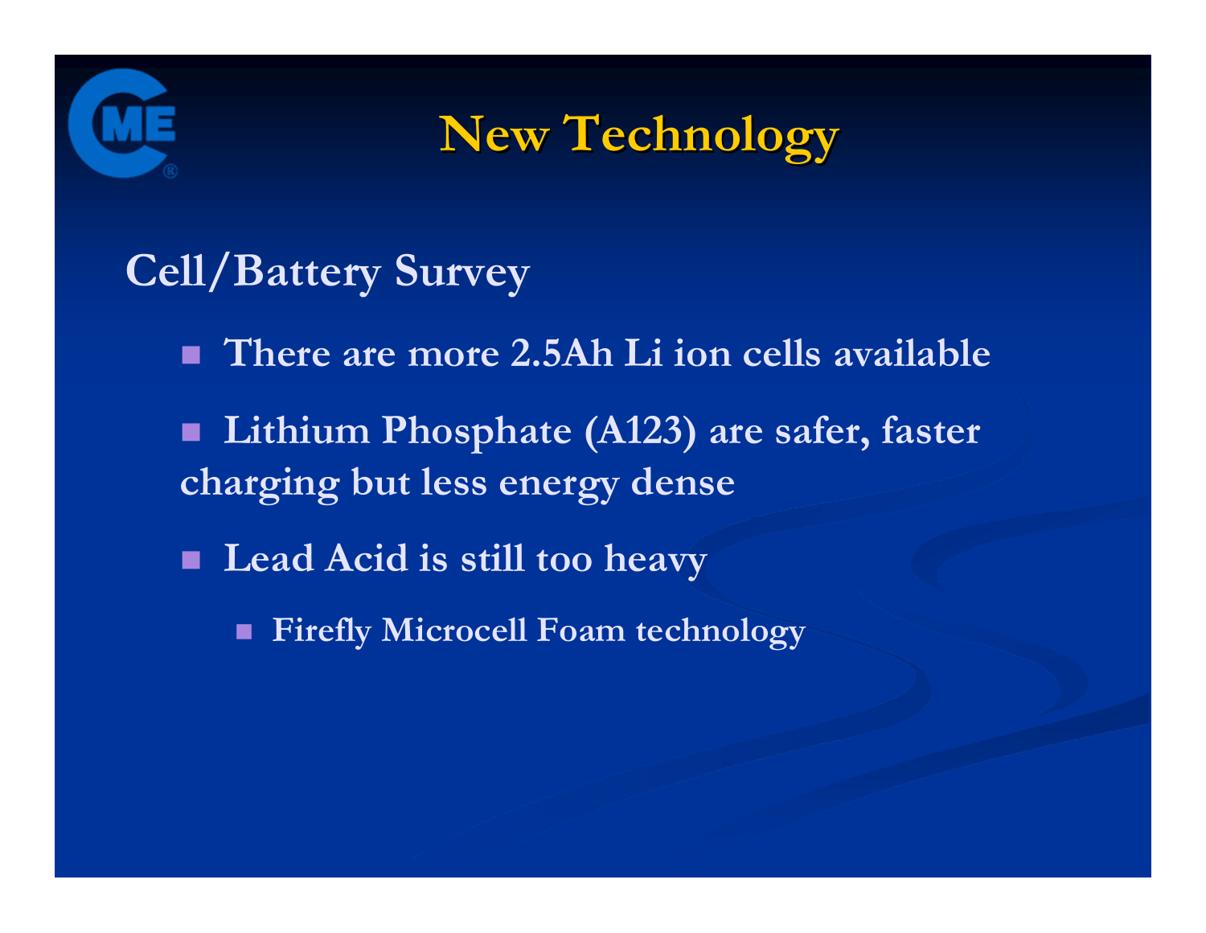# New Technology

## Cell/Battery Survey

- There are more 2.5Ah Li ion cells available
- Lithium Phosphate (A123) are safer, faster charging but less energy dense
- Lead Acid is still too heavy
  - Firefly Microcell Foam technology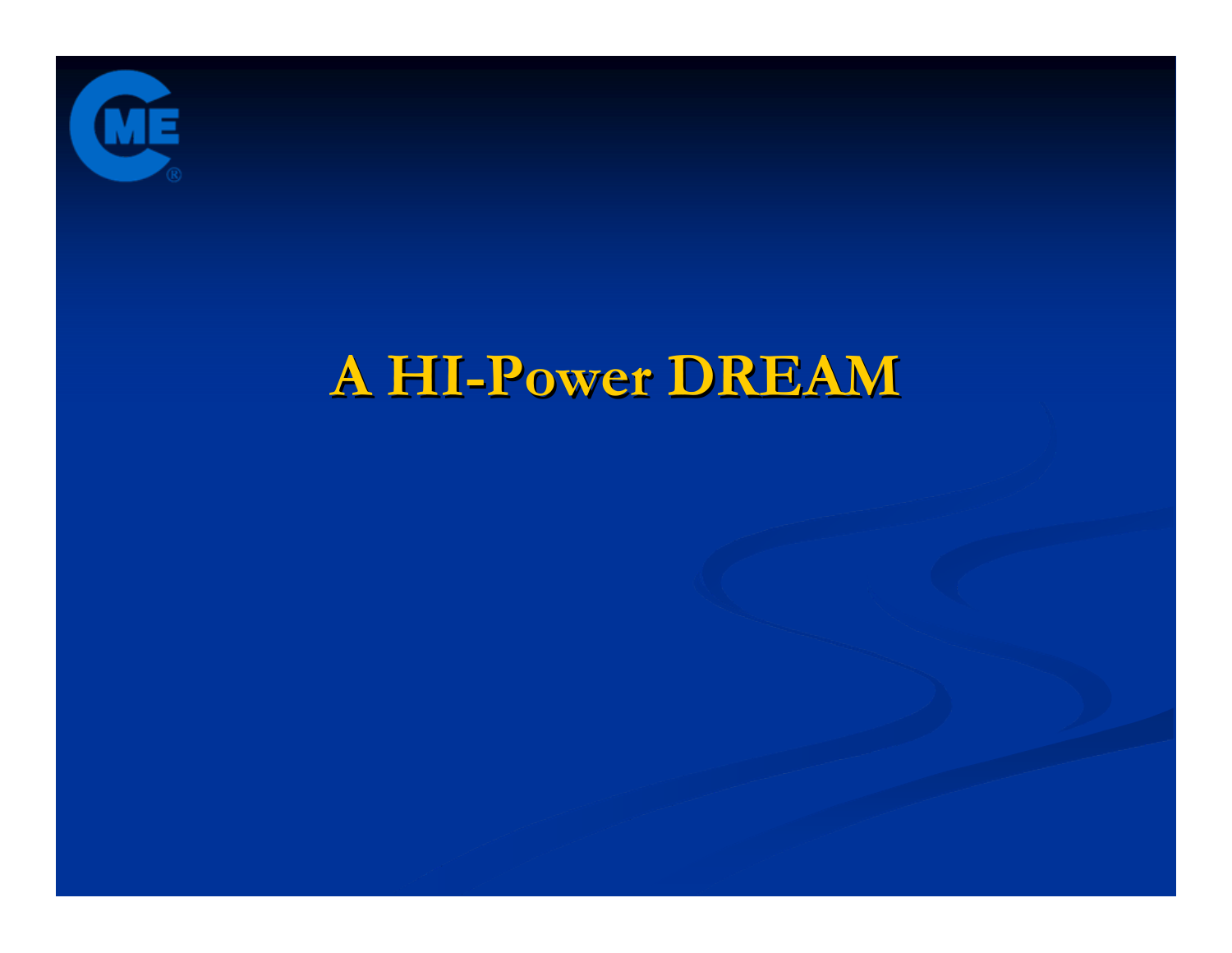# A HI-Power DREAM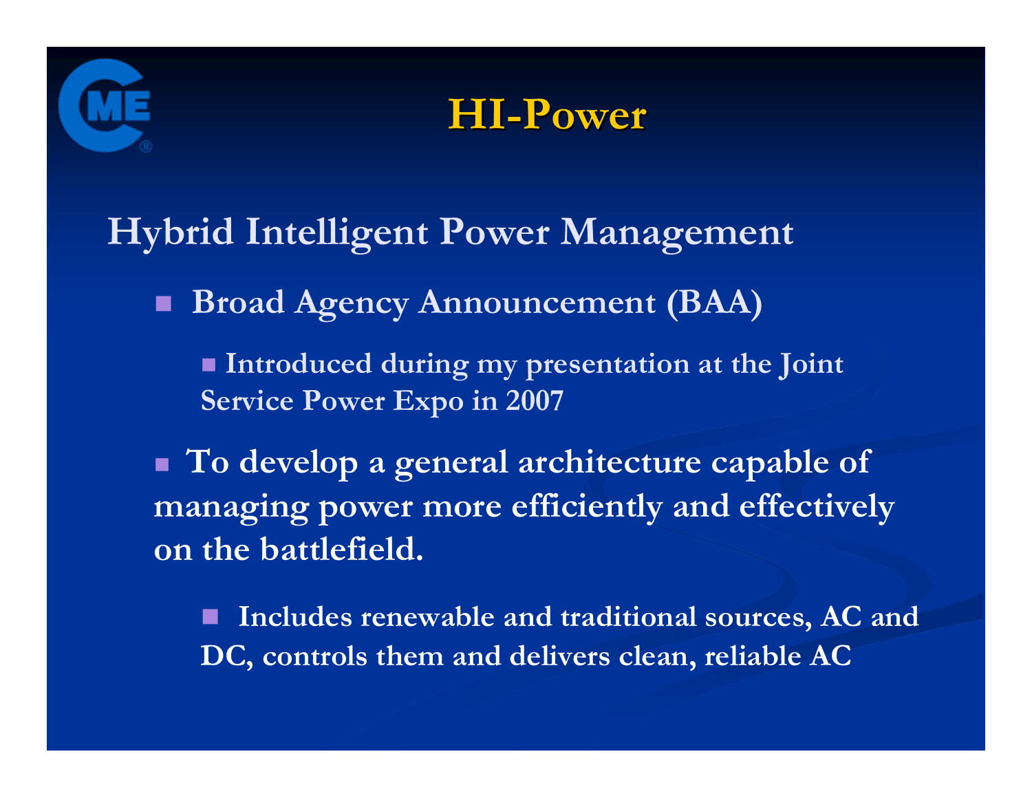# HI-Power

## Hybrid Intelligent Power Management

- **Broad Agency Announcement (BAA)**
  - **Introduced during my presentation at the Joint Service Power Expo in 2007**
- **To develop a general architecture capable of managing power more efficiently and effectively on the battlefield.**
  - **Includes renewable and traditional sources, AC and DC, controls them and delivers clean, reliable AC**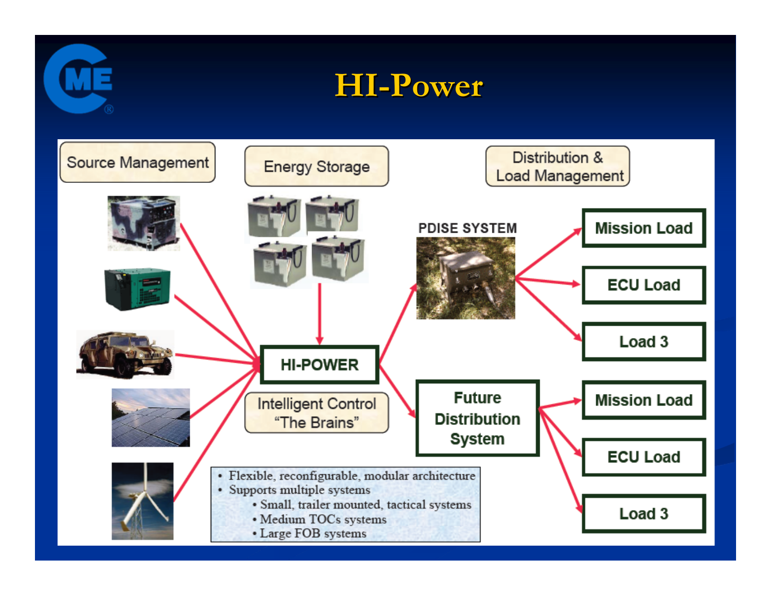# HI-Power

Source Management

Energy Storage

Distribution & Load Management

PDISE SYSTEM

Mission Load

ECU Load

Load 3

HI-POWER

Intelligent Control "The Brains"

Future Distribution System

Mission Load

ECU Load

Load 3

- Flexible, reconfigurable, modular architecture
- Supports multiple systems
  - Small, trailer mounted, tactical systems
  - Medium TOCs systems
  - Large FOB systems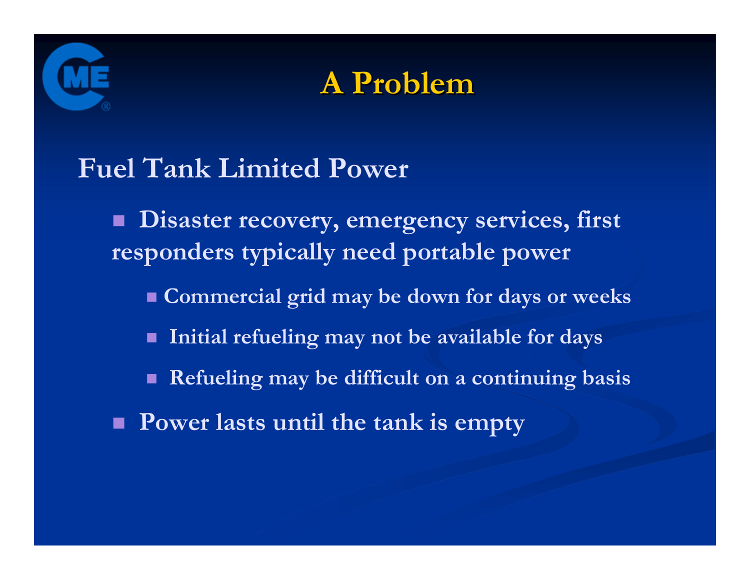# A Problem

## Fuel Tank Limited Power

- Disaster recovery, emergency services, first responders typically need portable power
  - Commercial grid may be down for days or weeks
  - Initial refueling may not be available for days
  - Refueling may be difficult on a continuing basis
- Power lasts until the tank is empty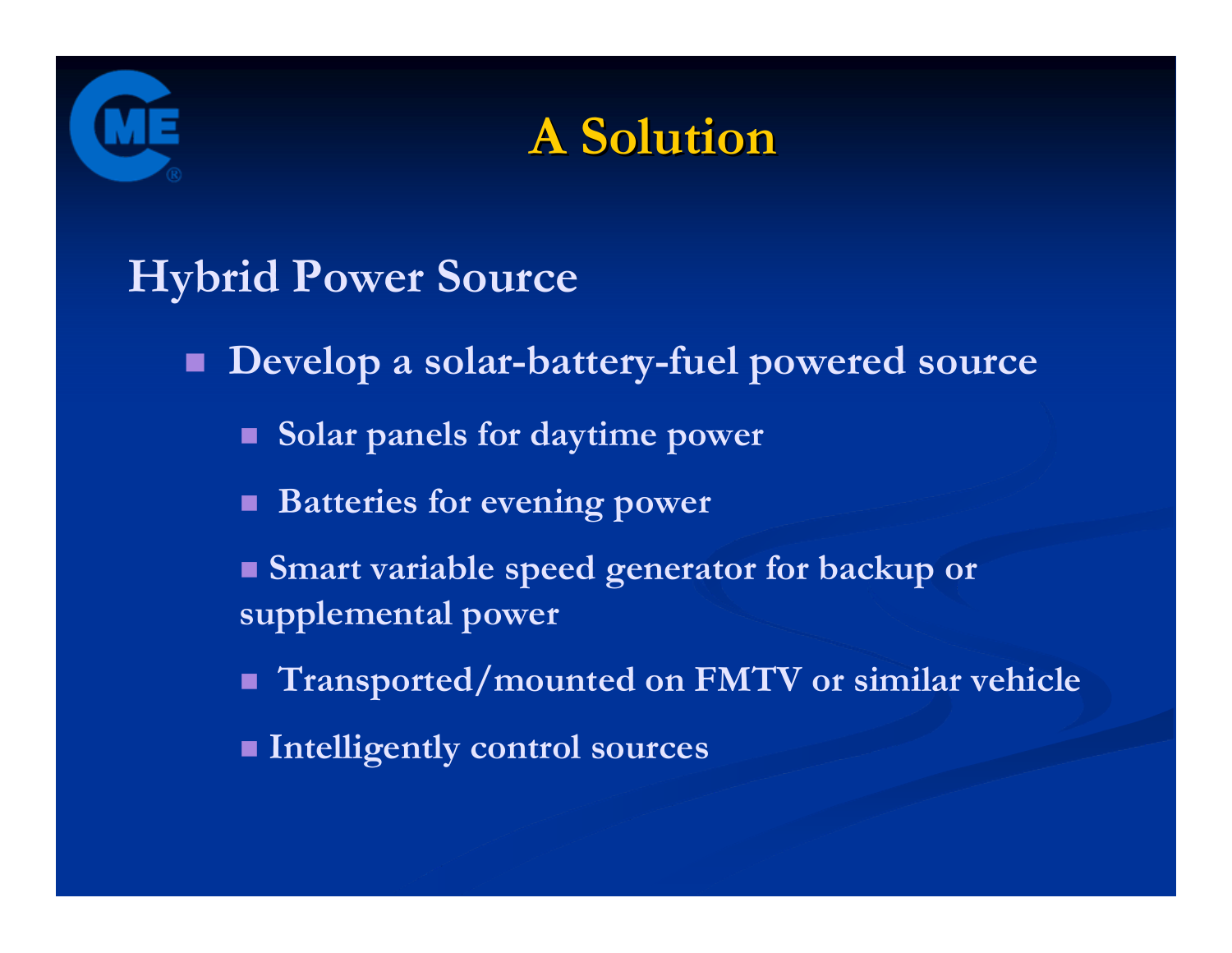# A Solution

## Hybrid Power Source

- Develop a solar-battery-fuel powered source
  - Solar panels for daytime power
  - Batteries for evening power
  - Smart variable speed generator for backup or supplemental power
  - Transported/mounted on FMTV or similar vehicle
  - Intelligently control sources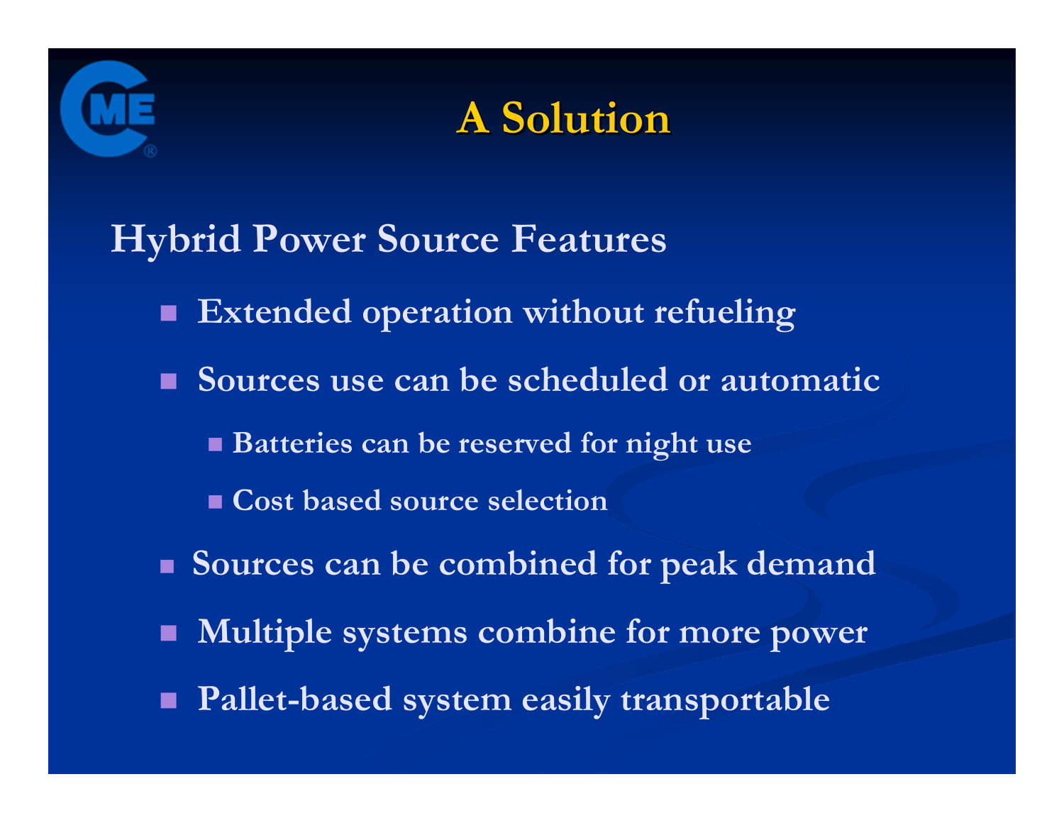# A Solution

## Hybrid Power Source Features

- Extended operation without refueling
- Sources use can be scheduled or automatic
  - Batteries can be reserved for night use
  - Cost based source selection
- Sources can be combined for peak demand
- Multiple systems combine for more power
- Pallet-based system easily transportable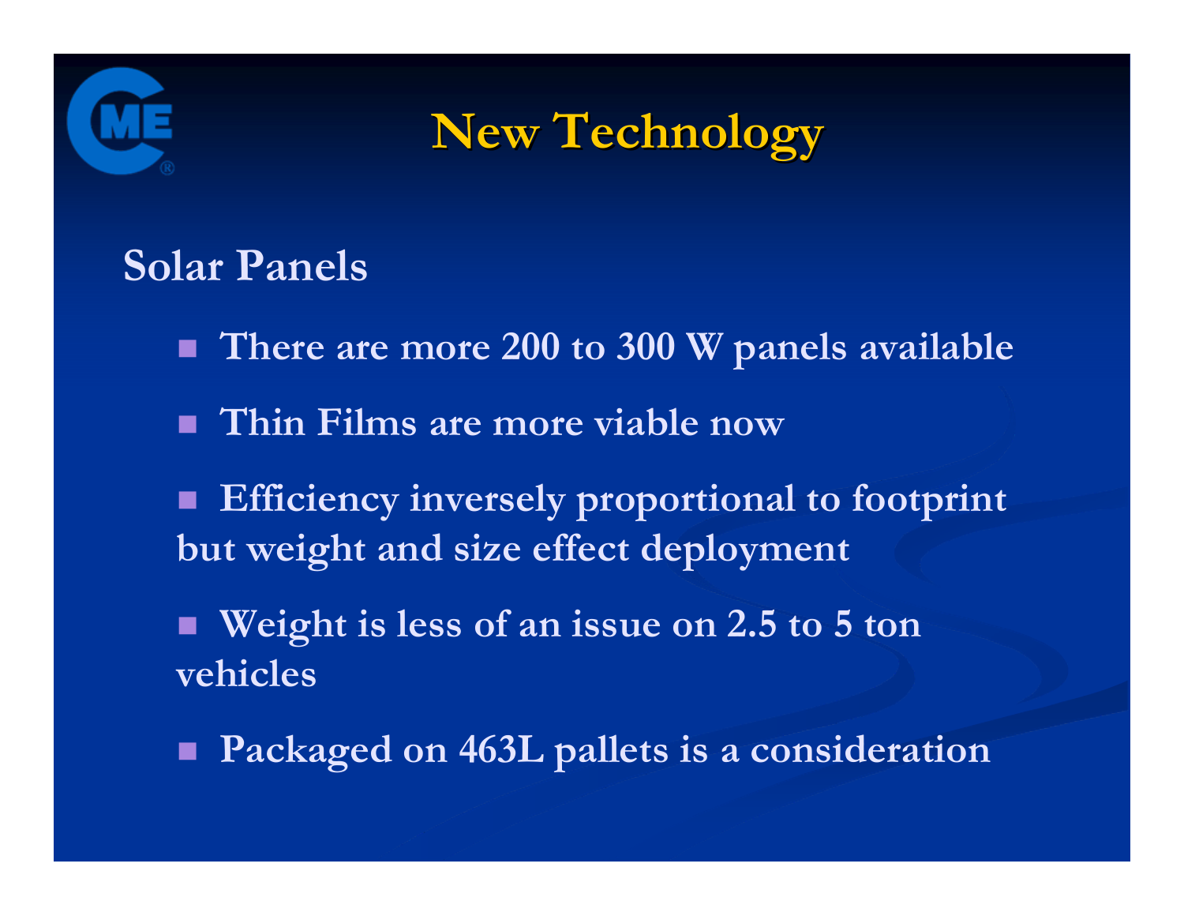# New Technology

## Solar Panels

- There are more 200 to 300 W panels available
- Thin Films are more viable now
- Efficiency inversely proportional to footprint but weight and size effect deployment
- Weight is less of an issue on 2.5 to 5 ton vehicles
- Packaged on 463L pallets is a consideration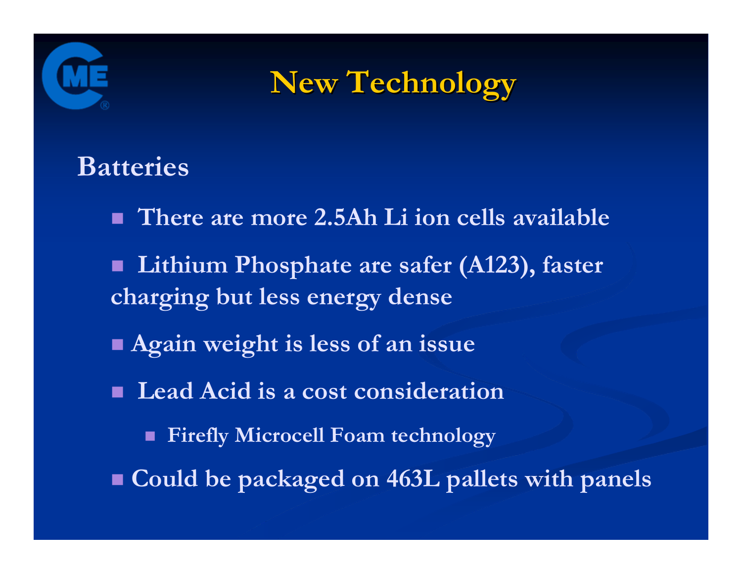# New Technology

## Batteries

- There are more 2.5Ah Li ion cells available
- Lithium Phosphate are safer (A123), faster charging but less energy dense
- Again weight is less of an issue
- Lead Acid is a cost consideration
  - Firefly Microcell Foam technology
- Could be packaged on 463L pallets with panels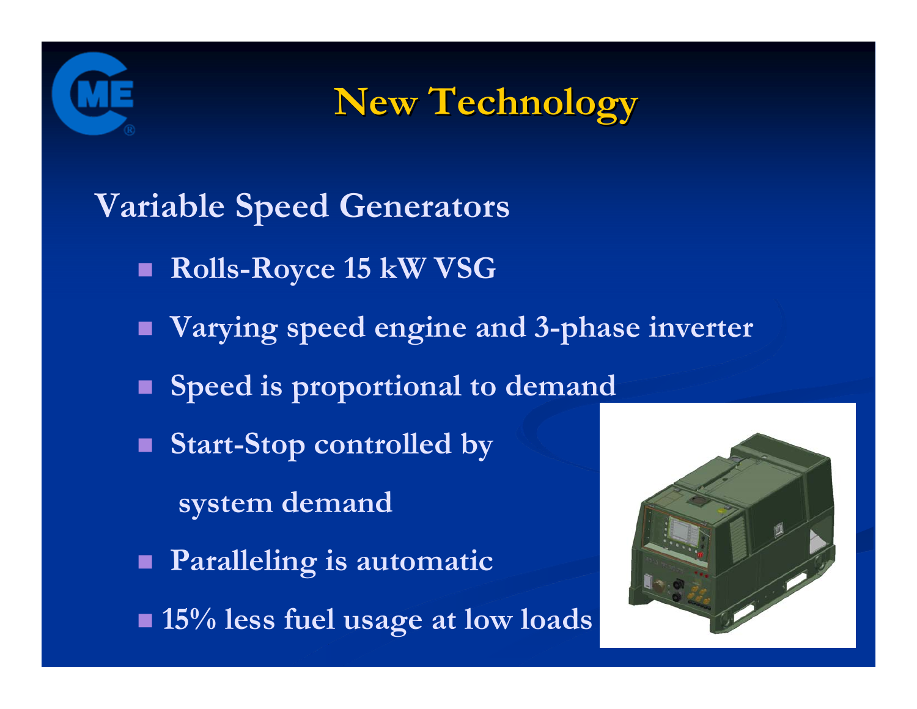# New Technology

## Variable Speed Generators

- Rolls-Royce 15 kW VSG
- Varying speed engine and 3-phase inverter
- Speed is proportional to demand
- Start-Stop controlled by system demand
- Paralleling is automatic
- 15% less fuel usage at low loads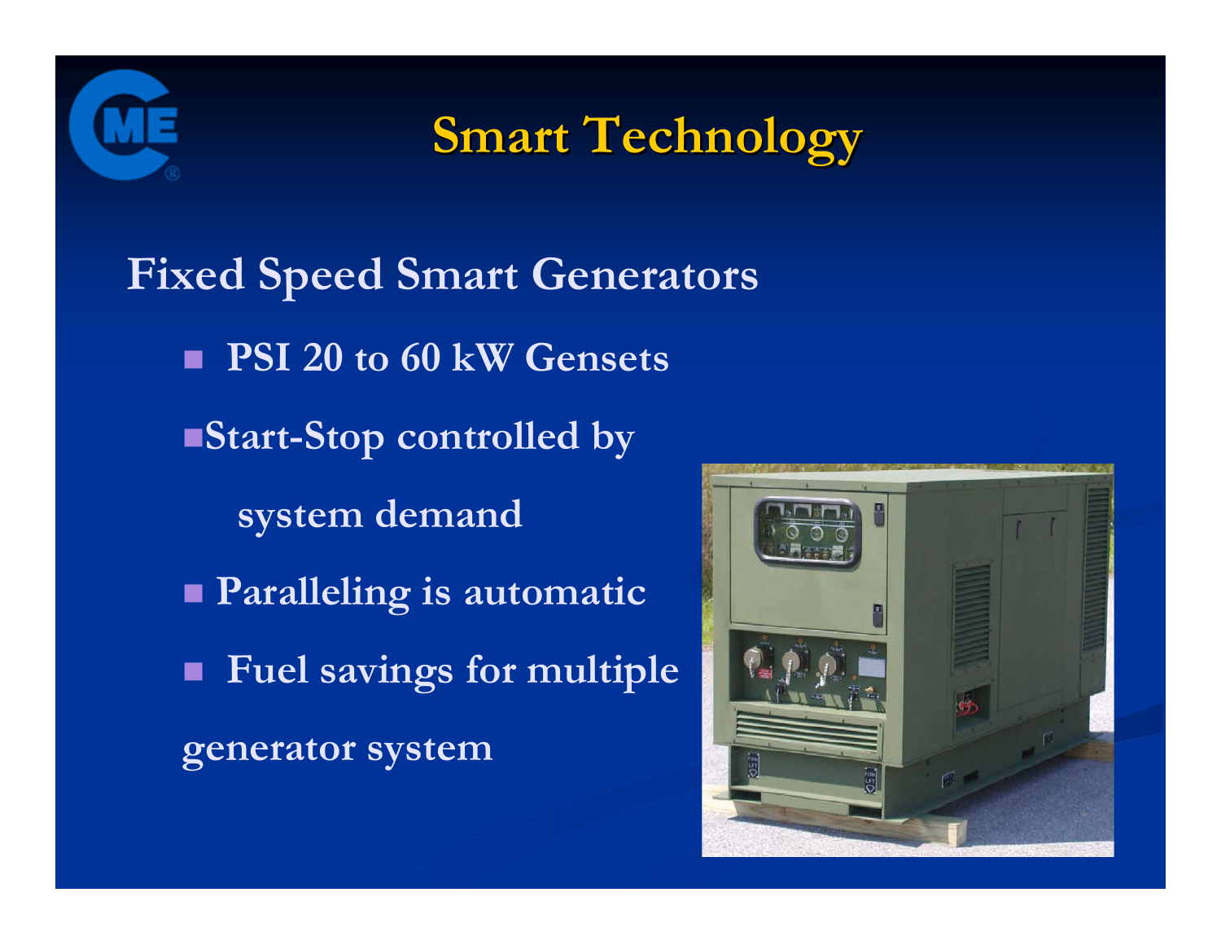# Smart Technology

## Fixed Speed Smart Generators

- PSI 20 to 60 kW Gensets
- Start-Stop controlled by system demand
- Paralleling is automatic
- Fuel savings for multiple generator system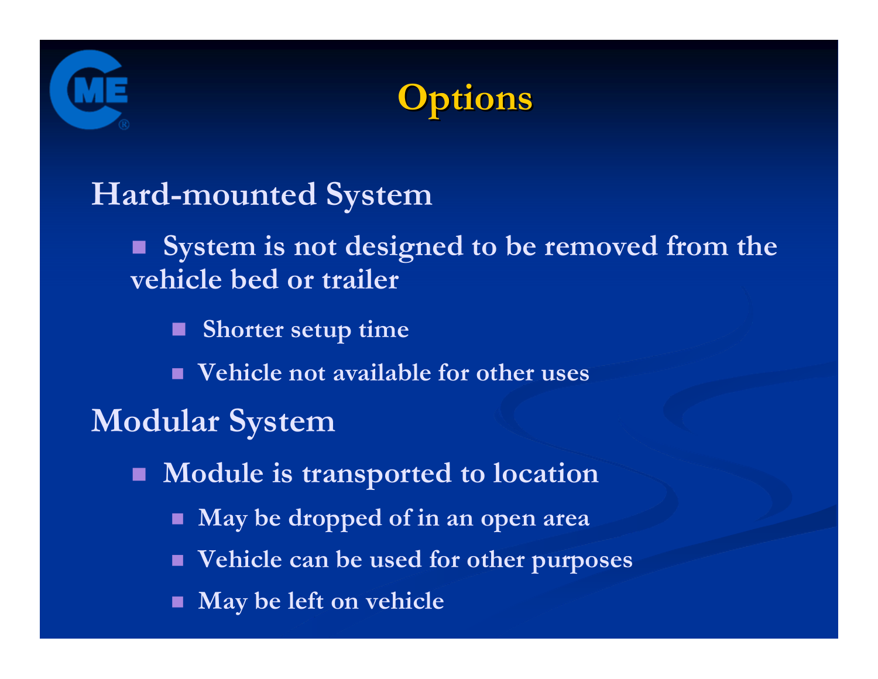# Options

## Hard-mounted System

- System is not designed to be removed from the vehicle bed or trailer
  - Shorter setup time
  - Vehicle not available for other uses

## Modular System

- Module is transported to location
  - May be dropped of in an open area
  - Vehicle can be used for other purposes
  - May be left on vehicle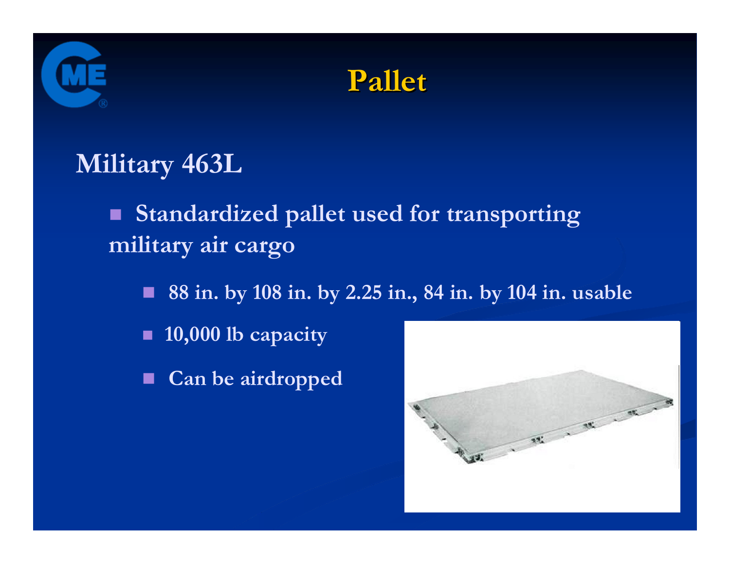# Pallet

## Military 463L

- Standardized pallet used for transporting military air cargo
  - 88 in. by 108 in. by 2.25 in., 84 in. by 104 in. usable
  - 10,000 lb capacity
  - Can be airdropped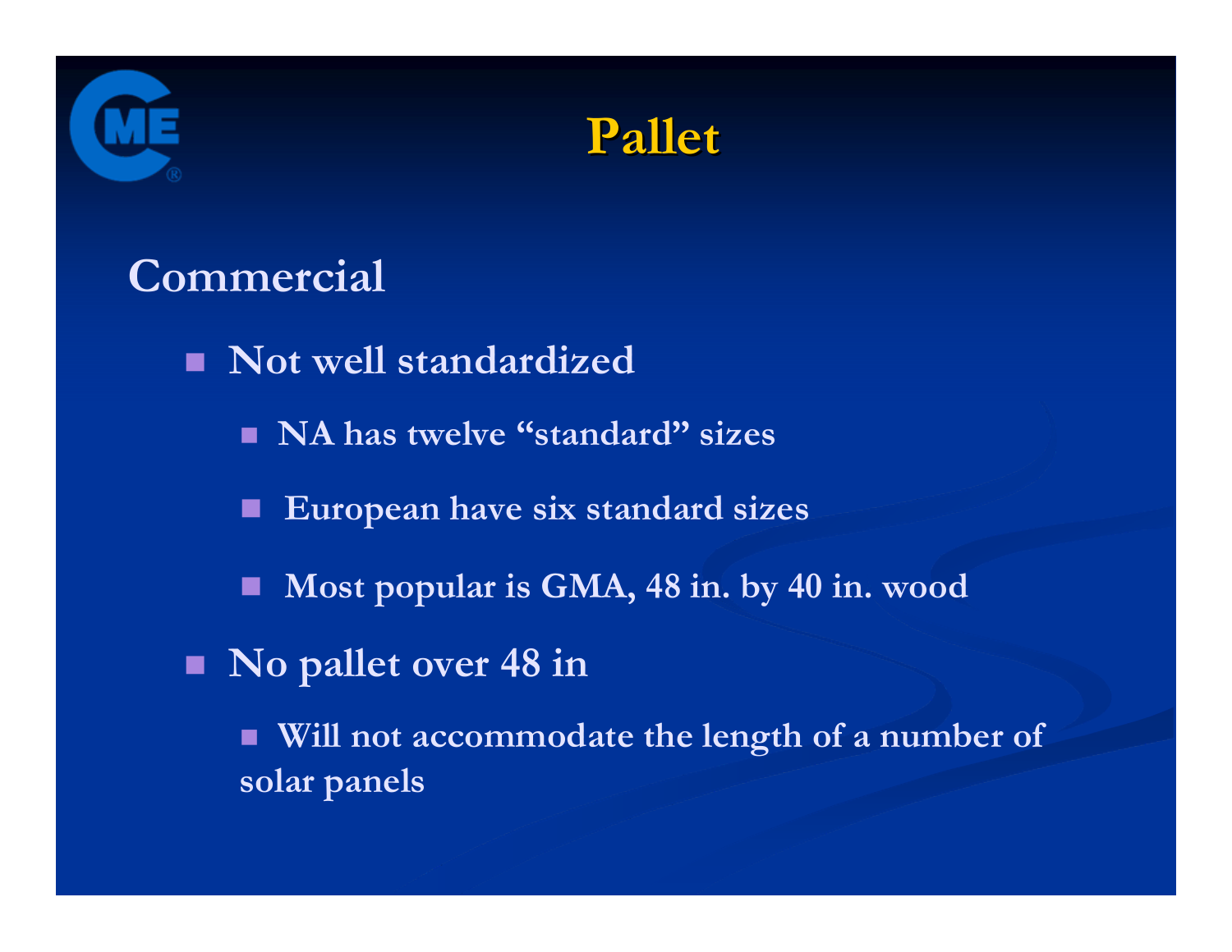# Pallet

## Commercial

- Not well standardized
  - NA has twelve "standard" sizes
  - European have six standard sizes
  - Most popular is GMA, 48 in. by 40 in. wood
- No pallet over 48 in
  - Will not accommodate the length of a number of solar panels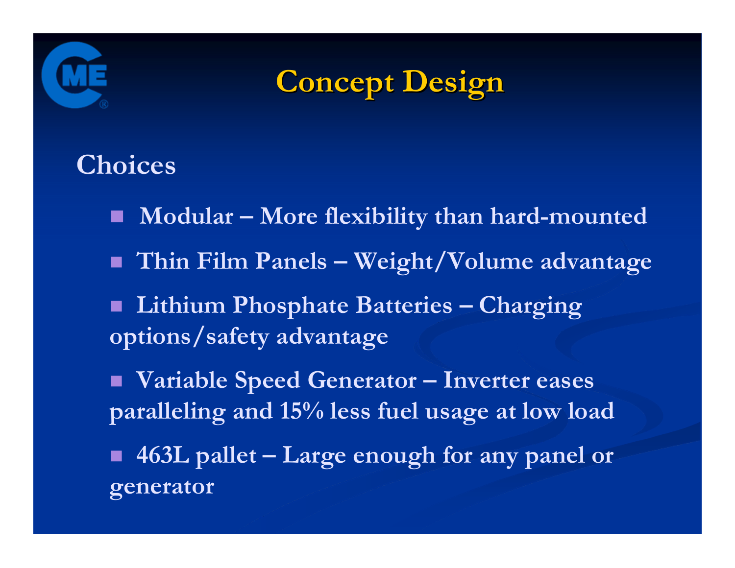# Concept Design

## Choices

- **Modular – More flexibility than hard-mounted**
- **Thin Film Panels – Weight/Volume advantage**
- **Lithium Phosphate Batteries – Charging options/safety advantage**
- **Variable Speed Generator – Inverter eases paralleling and 15% less fuel usage at low load**
- **463L pallet – Large enough for any panel or generator**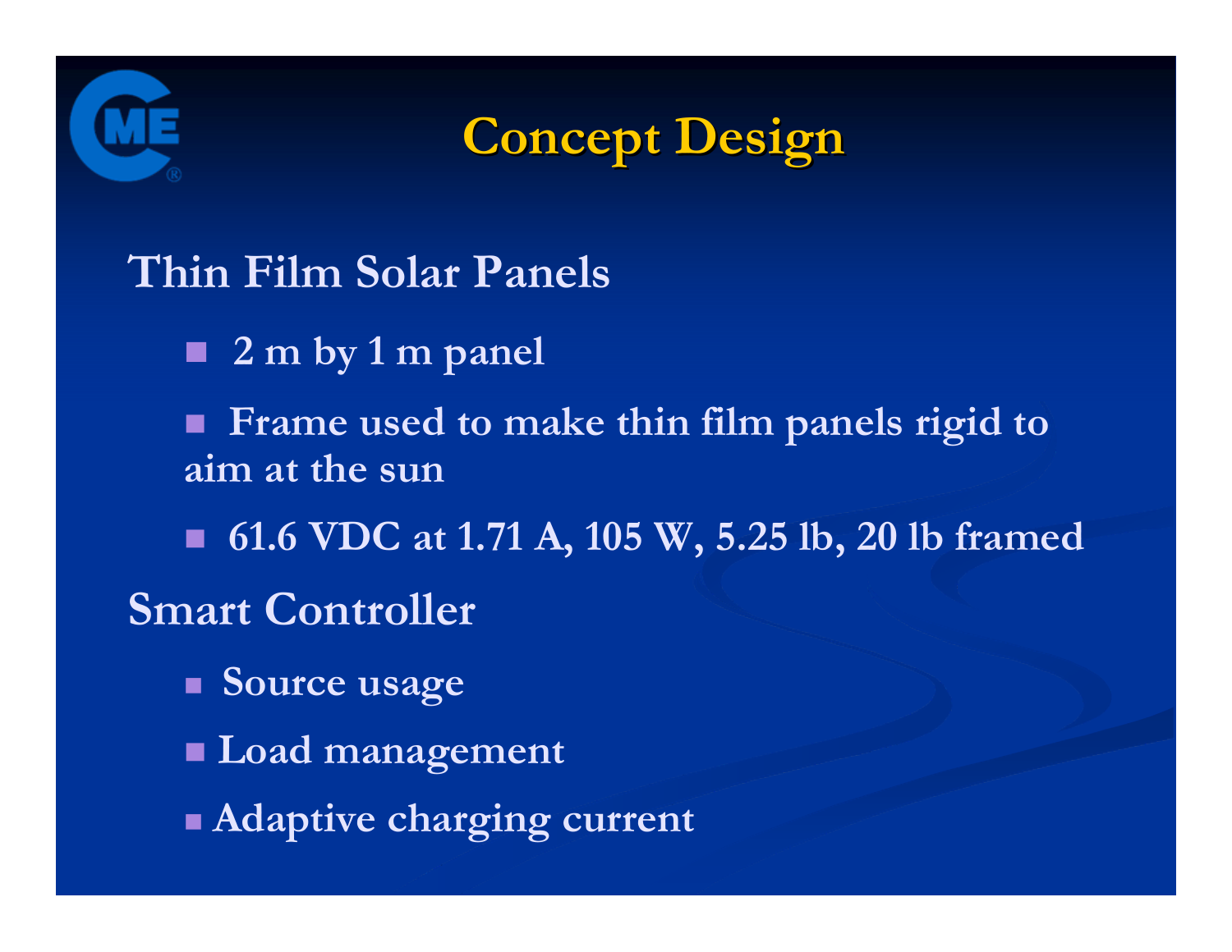# Concept Design

## Thin Film Solar Panels

- 2 m by 1 m panel
- Frame used to make thin film panels rigid to aim at the sun
- 61.6 VDC at 1.71 A, 105 W, 5.25 lb, 20 lb framed

## Smart Controller

- Source usage
- Load management
- Adaptive charging current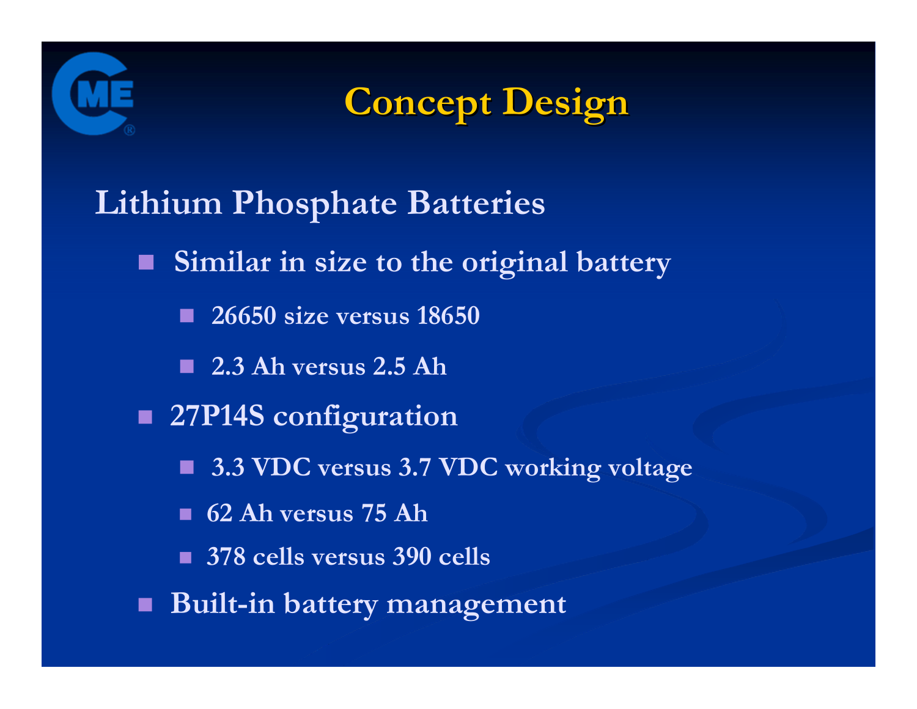# Concept Design

## Lithium Phosphate Batteries

- Similar in size to the original battery
  - 26650 size versus 18650
  - 2.3 Ah versus 2.5 Ah
- 27P14S configuration
  - 3.3 VDC versus 3.7 VDC working voltage
  - 62 Ah versus 75 Ah
  - 378 cells versus 390 cells
- Built-in battery management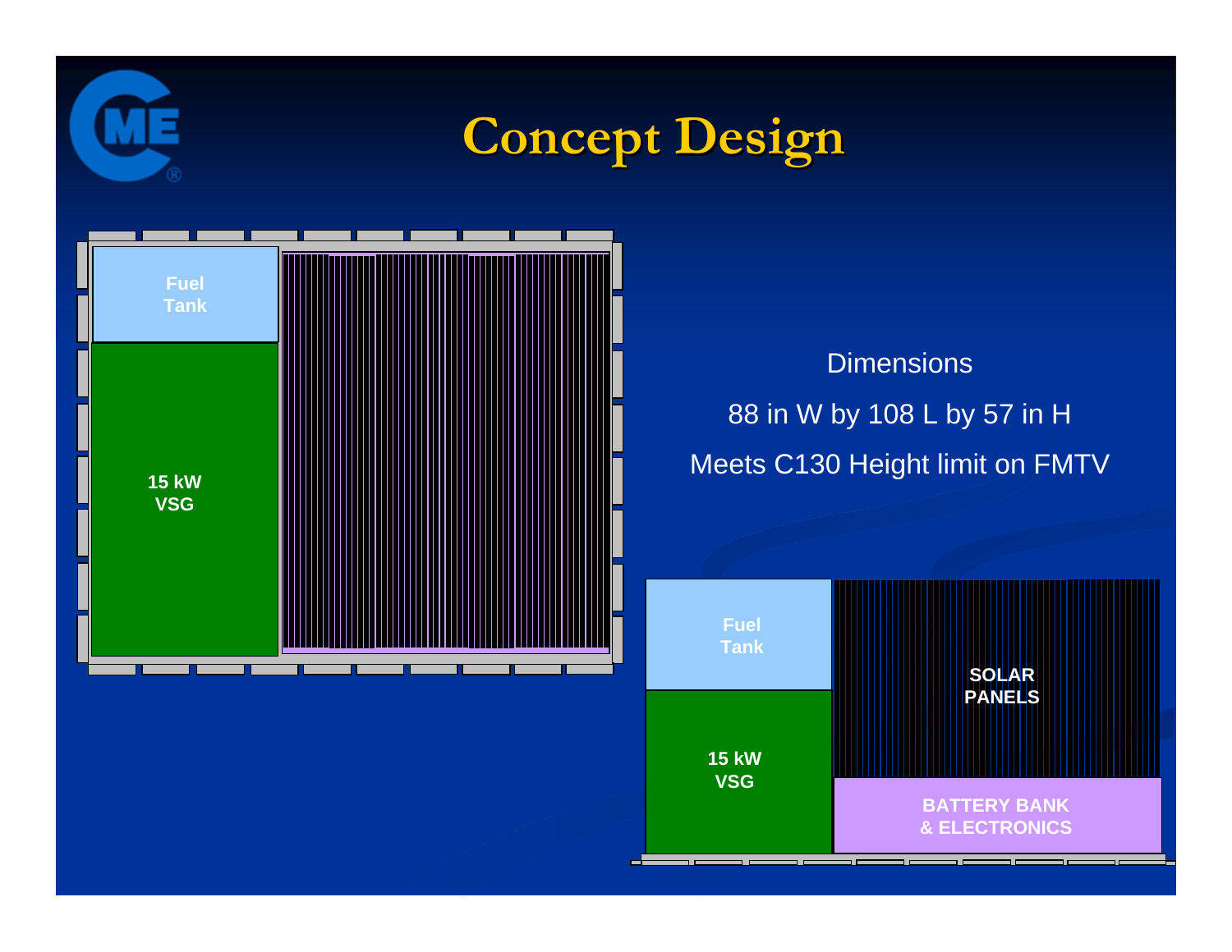# Concept Design

Fuel Tank

15 kW VSG

Dimensions

88 in W by 108 L by 57 in H

Meets C130 Height limit on FMTV

Fuel Tank

15 kW VSG

SOLAR PANELS

BATTERY BANK & ELECTRONICS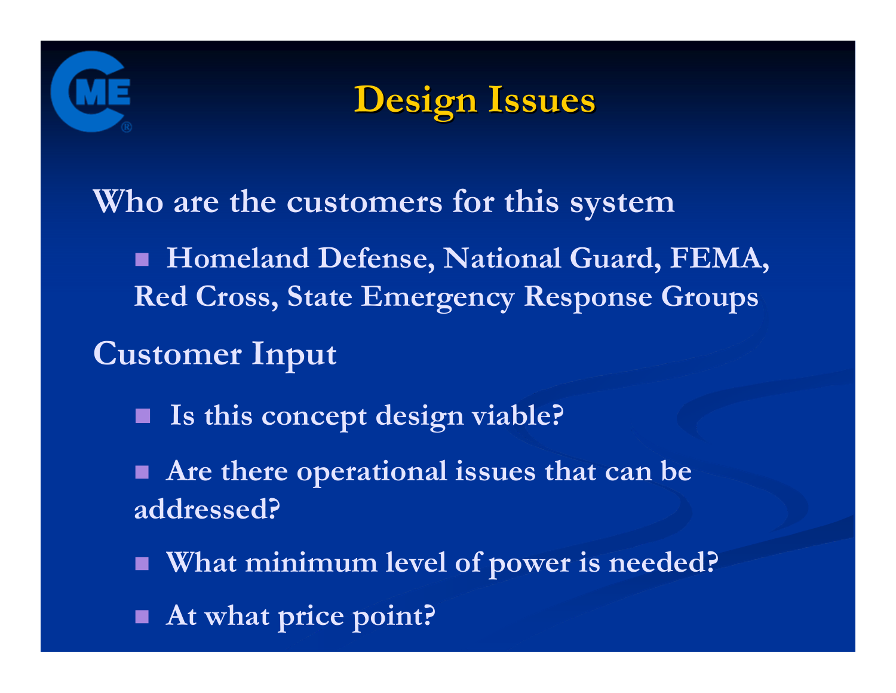# Design Issues

**Who are the customers for this system**

- **Homeland Defense, National Guard, FEMA, Red Cross, State Emergency Response Groups**

**Customer Input**

- **Is this concept design viable?**
- **Are there operational issues that can be addressed?**
- **What minimum level of power is needed?**
- **At what price point?**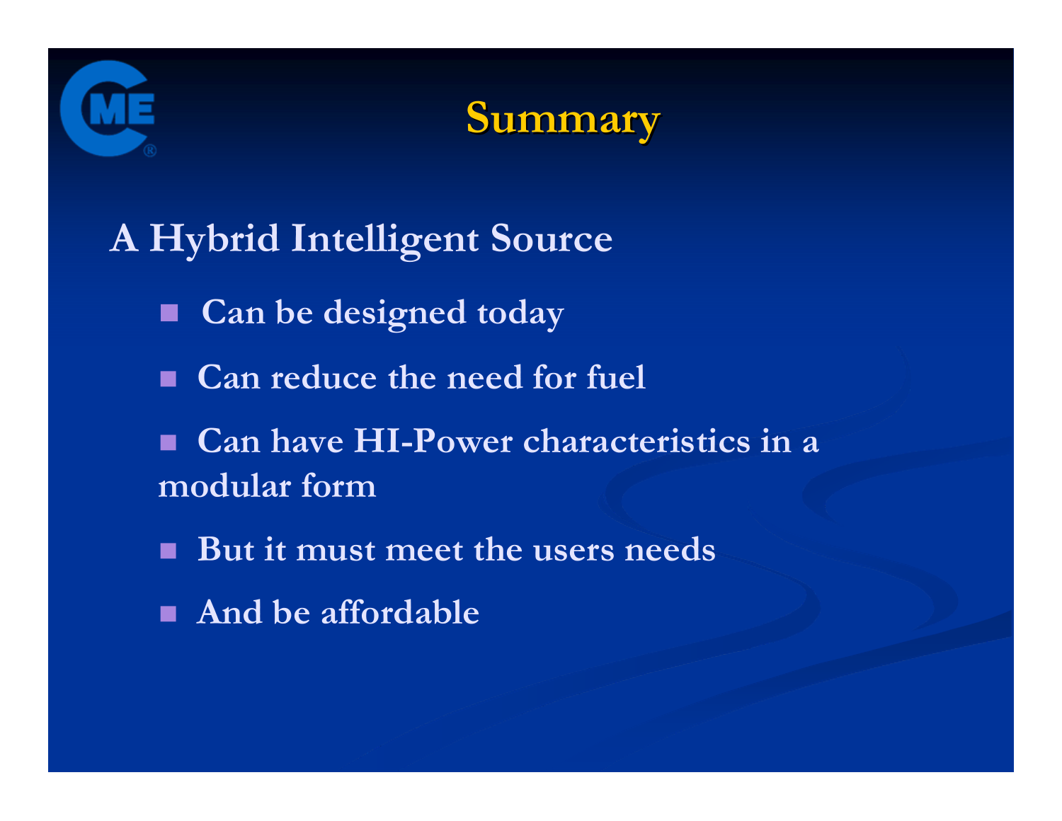# Summary

## A Hybrid Intelligent Source

- Can be designed today
- Can reduce the need for fuel
- Can have HI-Power characteristics in a modular form
- But it must meet the users needs
- And be affordable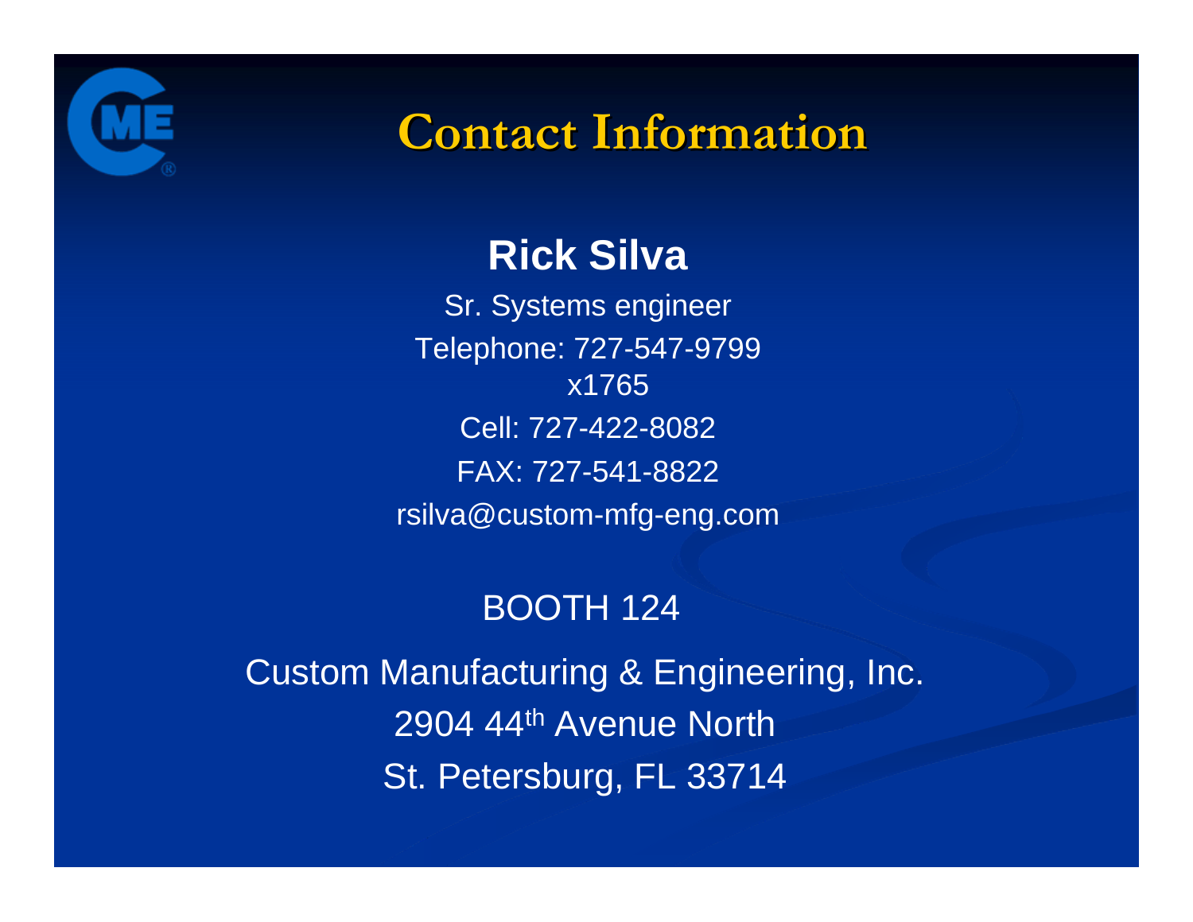# Contact Information

## Rick Silva

Sr. Systems engineer

Telephone: 727-547-9799 x1765

Cell: 727-422-8082

FAX: 727-541-8822

rsilva@custom-mfg-eng.com

BOOTH 124

Custom Manufacturing & Engineering, Inc.

2904 44th Avenue North

St. Petersburg, FL 33714